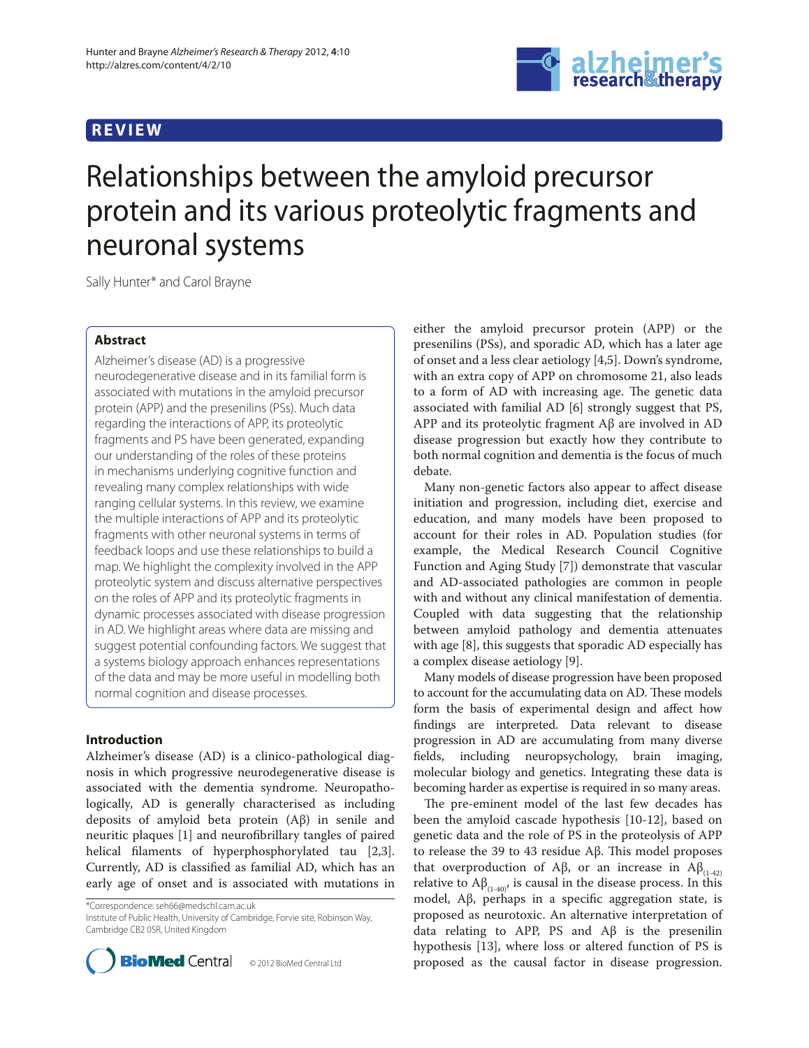## REVIEW

# Relationships between the amyloid precursor protein and its various proteolytic fragments and neuronal systems

Sally Hunter* and Carol Brayne

### Abstract

Alzheimer's disease (AD) is a progressive neurodegenerative disease and in its familial form is associated with mutations in the amyloid precursor protein (APP) and the presenilins (PSs). Much data regarding the interactions of APP, its proteolytic fragments and PS have been generated, expanding our understanding of the roles of these proteins in mechanisms underlying cognitive function and revealing many complex relationships with wide ranging cellular systems. In this review, we examine the multiple interactions of APP and its proteolytic fragments with other neuronal systems in terms of feedback loops and use these relationships to build a map. We highlight the complexity involved in the APP proteolytic system and discuss alternative perspectives on the roles of APP and its proteolytic fragments in dynamic processes associated with disease progression in AD. We highlight areas where data are missing and suggest potential confounding factors. We suggest that a systems biology approach enhances representations of the data and may be more useful in modelling both normal cognition and disease processes.

### Introduction

Alzheimer's disease (AD) is a clinico-pathological diagnosis in which progressive neurodegenerative disease is associated with the dementia syndrome. Neuropathologically, AD is generally characterised as including deposits of amyloid beta protein (Aβ) in senile and neuritic plaques [1] and neurofibrillary tangles of paired helical filaments of hyperphosphorylated tau [2,3]. Currently, AD is classified as familial AD, which has an early age of onset and is associated with mutations in either the amyloid precursor protein (APP) or the presenilins (PSs), and sporadic AD, which has a later age of onset and a less clear aetiology [4,5]. Down's syndrome, with an extra copy of APP on chromosome 21, also leads to a form of AD with increasing age. The genetic data associated with familial AD [6] strongly suggest that PS, APP and its proteolytic fragment Aβ are involved in AD disease progression but exactly how they contribute to both normal cognition and dementia is the focus of much debate.

Many non-genetic factors also appear to affect disease initiation and progression, including diet, exercise and education, and many models have been proposed to account for their roles in AD. Population studies (for example, the Medical Research Council Cognitive Function and Aging Study [7]) demonstrate that vascular and AD-associated pathologies are common in people with and without any clinical manifestation of dementia. Coupled with data suggesting that the relationship between amyloid pathology and dementia attenuates with age [8], this suggests that sporadic AD especially has a complex disease aetiology [9].

Many models of disease progression have been proposed to account for the accumulating data on AD. These models form the basis of experimental design and affect how findings are interpreted. Data relevant to disease progression in AD are accumulating from many diverse fields, including neuropsychology, brain imaging, molecular biology and genetics. Integrating these data is becoming harder as expertise is required in so many areas.

The pre-eminent model of the last few decades has been the amyloid cascade hypothesis [10-12], based on genetic data and the role of PS in the proteolysis of APP to release the 39 to 43 residue Aβ. This model proposes that overproduction of Aβ, or an increase in $Aβ_{(1-42)}$ relative to $Aβ_{(1-40)}$, is causal in the disease process. In this model, Aβ, perhaps in a specific aggregation state, is proposed as neurotoxic. An alternative interpretation of data relating to APP, PS and Aβ is the presenilin hypothesis [13], where loss or altered function of PS is proposed as the causal factor in disease progression.

*Correspondence: seh66@medschl.cam.ac.uk
Institute of Public Health, University of Cambridge, Forvie site, Robinson Way, Cambridge CB2 0SR, United Kingdom

© 2012 BioMed Central Ltd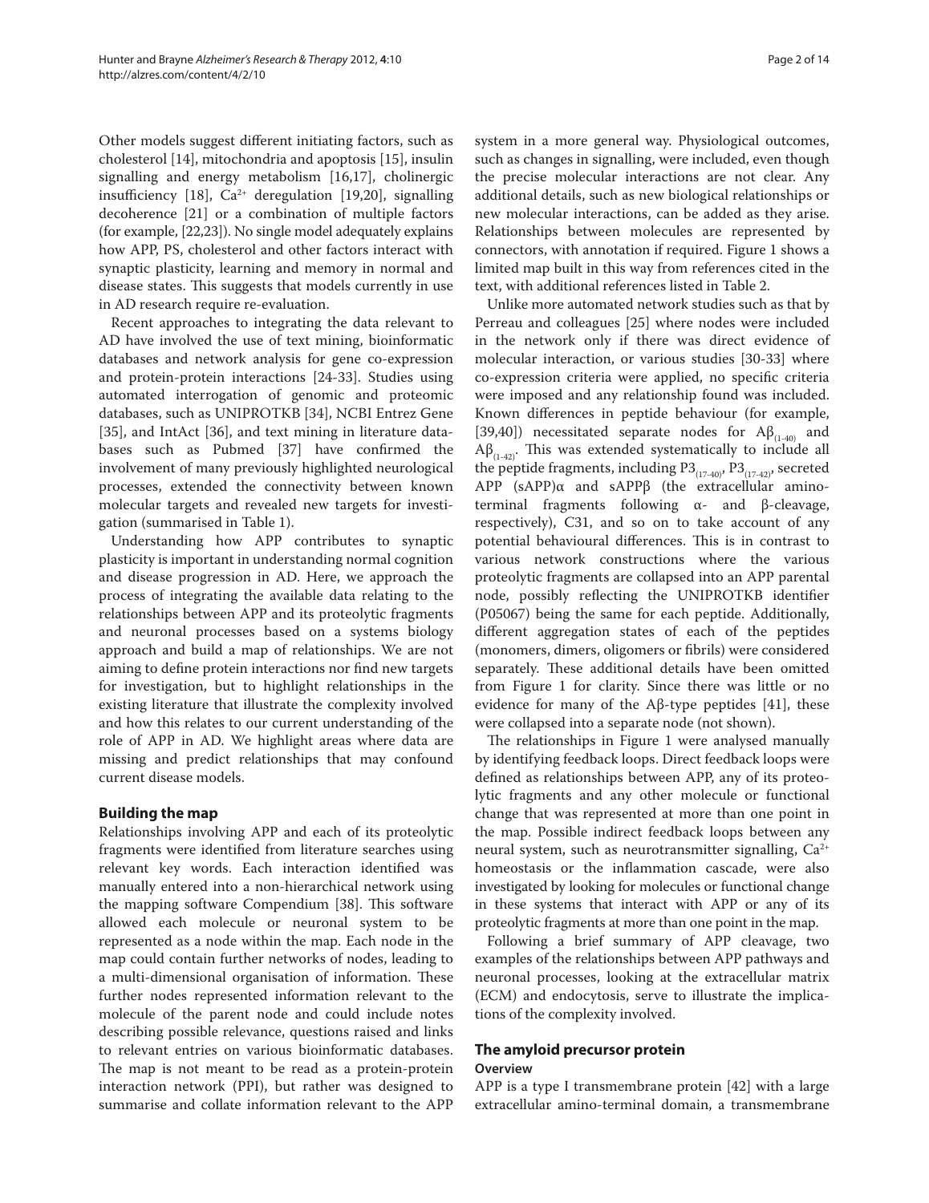Other models suggest different initiating factors, such as cholesterol [14], mitochondria and apoptosis [15], insulin signalling and energy metabolism [16,17], cholinergic insufficiency [18], $Ca^{2+}$ deregulation [19,20], signalling decoherence [21] or a combination of multiple factors (for example, [22,23]). No single model adequately explains how APP, PS, cholesterol and other factors interact with synaptic plasticity, learning and memory in normal and disease states. This suggests that models currently in use in AD research require re-evaluation.

Recent approaches to integrating the data relevant to AD have involved the use of text mining, bioinformatic databases and network analysis for gene co-expression and protein-protein interactions [24-33]. Studies using automated interrogation of genomic and proteomic databases, such as UNIPROTKB [34], NCBI Entrez Gene [35], and IntAct [36], and text mining in literature databases such as Pubmed [37] have confirmed the involvement of many previously highlighted neurological processes, extended the connectivity between known molecular targets and revealed new targets for investigation (summarised in Table 1).

Understanding how APP contributes to synaptic plasticity is important in understanding normal cognition and disease progression in AD. Here, we approach the process of integrating the available data relating to the relationships between APP and its proteolytic fragments and neuronal processes based on a systems biology approach and build a map of relationships. We are not aiming to define protein interactions nor find new targets for investigation, but to highlight relationships in the existing literature that illustrate the complexity involved and how this relates to our current understanding of the role of APP in AD. We highlight areas where data are missing and predict relationships that may confound current disease models.

## Building the map

Relationships involving APP and each of its proteolytic fragments were identified from literature searches using relevant key words. Each interaction identified was manually entered into a non-hierarchical network using the mapping software Compendium [38]. This software allowed each molecule or neuronal system to be represented as a node within the map. Each node in the map could contain further networks of nodes, leading to a multi-dimensional organisation of information. These further nodes represented information relevant to the molecule of the parent node and could include notes describing possible relevance, questions raised and links to relevant entries on various bioinformatic databases. The map is not meant to be read as a protein-protein interaction network (PPI), but rather was designed to summarise and collate information relevant to the APP system in a more general way. Physiological outcomes, such as changes in signalling, were included, even though the precise molecular interactions are not clear. Any additional details, such as new biological relationships or new molecular interactions, can be added as they arise. Relationships between molecules are represented by connectors, with annotation if required. Figure 1 shows a limited map built in this way from references cited in the text, with additional references listed in Table 2.

Unlike more automated network studies such as that by Perreau and colleagues [25] where nodes were included in the network only if there was direct evidence of molecular interaction, or various studies [30-33] where co-expression criteria were applied, no specific criteria were imposed and any relationship found was included. Known differences in peptide behaviour (for example, [39,40]) necessitated separate nodes for $A\beta_{(1-40)}$ and $A\beta_{(1-42)}$. This was extended systematically to include all the peptide fragments, including $P3_{(17-40)}$, $P3_{(17-42)}$, secreted APP (sAPP)α and sAPPβ (the extracellular amino-terminal fragments following α- and β-cleavage, respectively), C31, and so on to take account of any potential behavioural differences. This is in contrast to various network constructions where the various proteolytic fragments are collapsed into an APP parental node, possibly reflecting the UNIPROTKB identifier (P05067) being the same for each peptide. Additionally, different aggregation states of each of the peptides (monomers, dimers, oligomers or fibrils) were considered separately. These additional details have been omitted from Figure 1 for clarity. Since there was little or no evidence for many of the Aβ-type peptides [41], these were collapsed into a separate node (not shown).

The relationships in Figure 1 were analysed manually by identifying feedback loops. Direct feedback loops were defined as relationships between APP, any of its proteolytic fragments and any other molecule or functional change that was represented at more than one point in the map. Possible indirect feedback loops between any neural system, such as neurotransmitter signalling, $Ca^{2+}$ homeostasis or the inflammation cascade, were also investigated by looking for molecules or functional change in these systems that interact with APP or any of its proteolytic fragments at more than one point in the map.

Following a brief summary of APP cleavage, two examples of the relationships between APP pathways and neuronal processes, looking at the extracellular matrix (ECM) and endocytosis, serve to illustrate the implications of the complexity involved.

## The amyloid precursor protein

### Overview

APP is a type I transmembrane protein [42] with a large extracellular amino-terminal domain, a transmembrane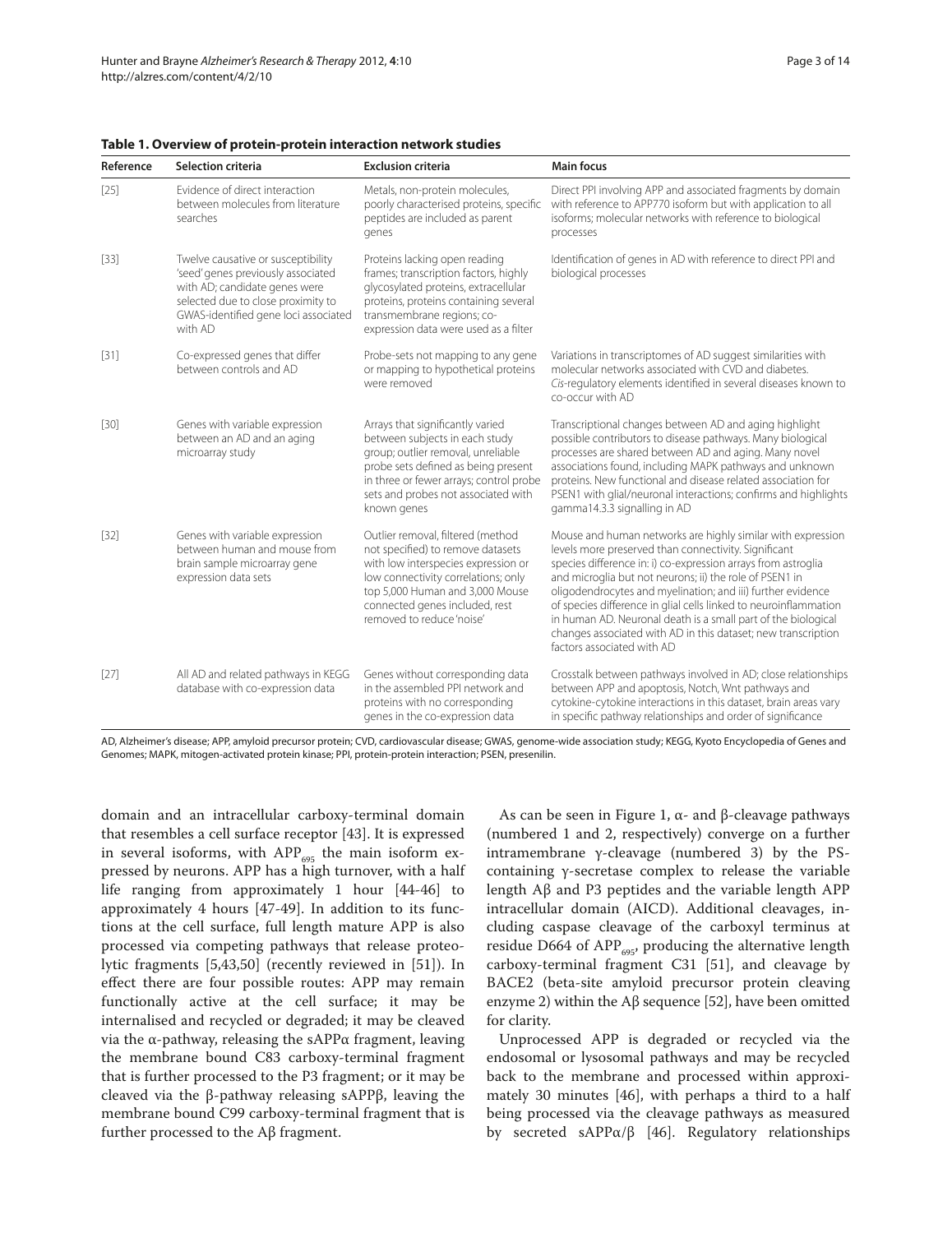**Table 1. Overview of protein-protein interaction network studies**

| Reference | Selection criteria | Exclusion criteria | Main focus |
| --- | --- | --- | --- |
| [25] | Evidence of direct interaction between molecules from literature searches | Metals, non-protein molecules, poorly characterised proteins, specific peptides are included as parent genes | Direct PPI involving APP and associated fragments by domain with reference to APP770 isoform but with application to all isoforms; molecular networks with reference to biological processes |
| [33] | Twelve causative or susceptibility 'seed' genes previously associated with AD; candidate genes were selected due to close proximity to GWAS-identified gene loci associated with AD | Proteins lacking open reading frames; transcription factors, highly glycosylated proteins, extracellular proteins, proteins containing several transmembrane regions; co-expression data were used as a filter | Identification of genes in AD with reference to direct PPI and biological processes |
| [31] | Co-expressed genes that differ between controls and AD | Probe-sets not mapping to any gene or mapping to hypothetical proteins were removed | Variations in transcriptomes of AD suggest similarities with molecular networks associated with CVD and diabetes. *Cis*-regulatory elements identified in several diseases known to co-occur with AD |
| [30] | Genes with variable expression between an AD and an aging microarray study | Arrays that significantly varied between subjects in each study group; outlier removal, unreliable probe sets defined as being present in three or fewer arrays; control probe sets and probes not associated with known genes | Transcriptional changes between AD and aging highlight possible contributors to disease pathways. Many biological processes are shared between AD and aging. Many novel associations found, including MAPK pathways and unknown proteins. New functional and disease related association for PSEN1 with glial/neuronal interactions; confirms and highlights gamma14.3.3 signalling in AD |
| [32] | Genes with variable expression between human and mouse from brain sample microarray gene expression data sets | Outlier removal, filtered (method not specified) to remove datasets with low interspecies expression or low connectivity correlations; only top 5,000 Human and 3,000 Mouse connected genes included, rest removed to reduce 'noise' | Mouse and human networks are highly similar with expression levels more preserved than connectivity. Significant species difference in: i) co-expression arrays from astroglia and microglia but not neurons; ii) the role of PSEN1 in oligodendrocytes and myelination; and iii) further evidence of species difference in glial cells linked to neuroinflammation in human AD. Neuronal death is a small part of the biological changes associated with AD in this dataset; new transcription factors associated with AD |
| [27] | All AD and related pathways in KEGG database with co-expression data | Genes without corresponding data in the assembled PPI network and proteins with no corresponding genes in the co-expression data | Crosstalk between pathways involved in AD; close relationships between APP and apoptosis, Notch, Wnt pathways and cytokine-cytokine interactions in this dataset, brain areas vary in specific pathway relationships and order of significance |

AD, Alzheimer's disease; APP, amyloid precursor protein; CVD, cardiovascular disease; GWAS, genome-wide association study; KEGG, Kyoto Encyclopedia of Genes and Genomes; MAPK, mitogen-activated protein kinase; PPI, protein-protein interaction; PSEN, presenilin.

domain and an intracellular carboxy-terminal domain that resembles a cell surface receptor [43]. It is expressed in several isoforms, with $APP_{695}$ the main isoform expressed by neurons. APP has a high turnover, with a half life ranging from approximately 1 hour [44-46] to approximately 4 hours [47-49]. In addition to its functions at the cell surface, full length mature APP is also processed via competing pathways that release proteolytic fragments [5,43,50] (recently reviewed in [51]). In effect there are four possible routes: APP may remain functionally active at the cell surface; it may be internalised and recycled or degraded; it may be cleaved via the α-pathway, releasing the sAPPα fragment, leaving the membrane bound C83 carboxy-terminal fragment that is further processed to the P3 fragment; or it may be cleaved via the β-pathway releasing sAPPβ, leaving the membrane bound C99 carboxy-terminal fragment that is further processed to the Aβ fragment.

As can be seen in Figure 1, α- and β-cleavage pathways (numbered 1 and 2, respectively) converge on a further intramembrane γ-cleavage (numbered 3) by the PS-containing γ-secretase complex to release the variable length Aβ and P3 peptides and the variable length APP intracellular domain (AICD). Additional cleavages, including caspase cleavage of the carboxyl terminus at residue D664 of $APP_{695}$, producing the alternative length carboxy-terminal fragment C31 [51], and cleavage by BACE2 (beta-site amyloid precursor protein cleaving enzyme 2) within the Aβ sequence [52], have been omitted for clarity.

Unprocessed APP is degraded or recycled via the endosomal or lysosomal pathways and may be recycled back to the membrane and processed within approximately 30 minutes [46], with perhaps a third to a half being processed via the cleavage pathways as measured by secreted sAPPα/β [46]. Regulatory relationships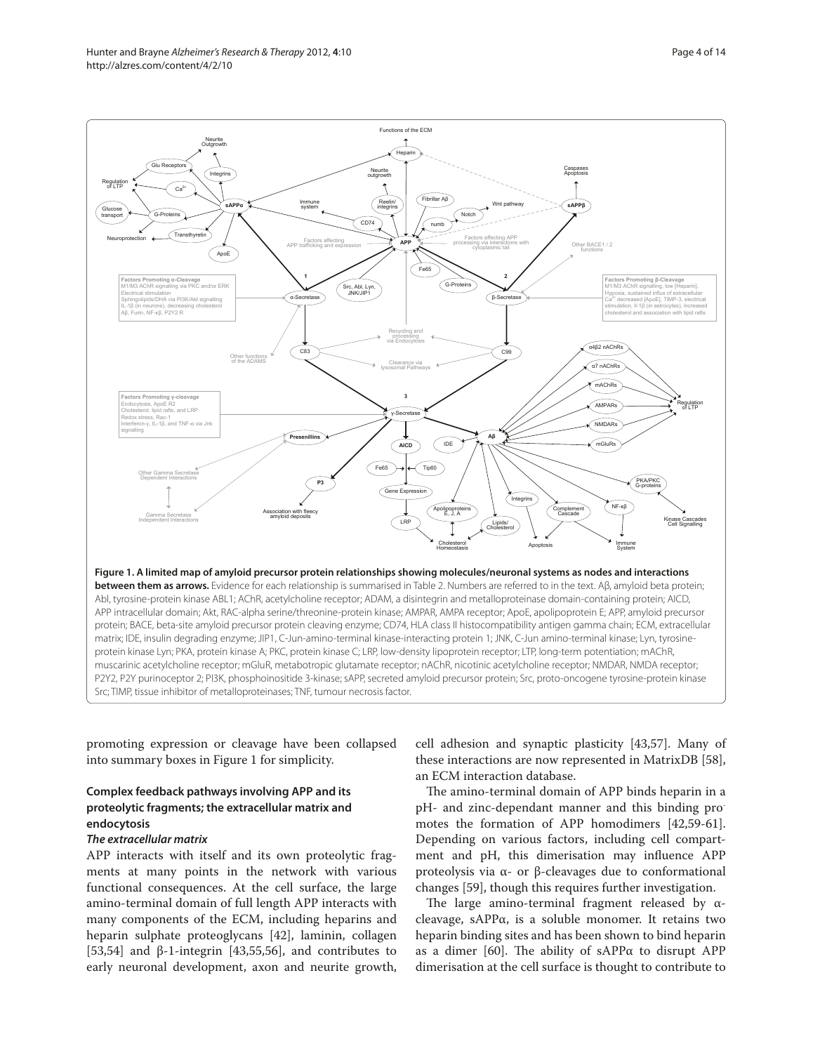**Figure 1. A limited map of amyloid precursor protein relationships showing molecules/neuronal systems as nodes and interactions between them as arrows.** Evidence for each relationship is summarised in Table 2. Numbers are referred to in the text. Aβ, amyloid beta protein; Abl, tyrosine-protein kinase ABL1; AChR, acetylcholine receptor; ADAM, a disintegrin and metalloproteinase domain-containing protein; AICD, APP intracellular domain; Akt, RAC-alpha serine/threonine-protein kinase; AMPAR, AMPA receptor; ApoE, apolipoprotein E; APP, amyloid precursor protein; BACE, beta-site amyloid precursor protein cleaving enzyme; CD74, HLA class II histocompatibility antigen gamma chain; ECM, extracellular matrix; IDE, insulin degrading enzyme; JIP1, C-Jun-amino-terminal kinase-interacting protein 1; JNK, C-Jun amino-terminal kinase; Lyn, tyrosine-protein kinase Lyn; PKA, protein kinase A; PKC, protein kinase C; LRP, low-density lipoprotein receptor; LTP, long-term potentiation; mAChR, muscarinic acetylcholine receptor; mGluR, metabotropic glutamate receptor; nAChR, nicotinic acetylcholine receptor; NMDAR, NMDA receptor; P2Y2, P2Y purinoceptor 2; PI3K, phosphoinositide 3-kinase; sAPP, secreted amyloid precursor protein; Src, proto-oncogene tyrosine-protein kinase Src; TIMP, tissue inhibitor of metalloproteinases; TNF, tumour necrosis factor.

promoting expression or cleavage have been collapsed into summary boxes in Figure 1 for simplicity.

### Complex feedback pathways involving APP and its proteolytic fragments; the extracellular matrix and endocytosis

#### *The extracellular matrix*

APP interacts with itself and its own proteolytic fragments at many points in the network with various functional consequences. At the cell surface, the large amino-terminal domain of full length APP interacts with many components of the ECM, including heparins and heparin sulphate proteoglycans [42], laminin, collagen [53,54] and β-1-integrin [43,55,56], and contributes to early neuronal development, axon and neurite growth, cell adhesion and synaptic plasticity [43,57]. Many of these interactions are now represented in MatrixDB [58], an ECM interaction database.

The amino-terminal domain of APP binds heparin in a pH- and zinc-dependant manner and this binding promotes the formation of APP homodimers [42,59-61]. Depending on various factors, including cell compartment and pH, this dimerisation may influence APP proteolysis via α- or β-cleavages due to conformational changes [59], though this requires further investigation.

The large amino-terminal fragment released by α-cleavage, sAPPα, is a soluble monomer. It retains two heparin binding sites and has been shown to bind heparin as a dimer [60]. The ability of sAPPα to disrupt APP dimerisation at the cell surface is thought to contribute to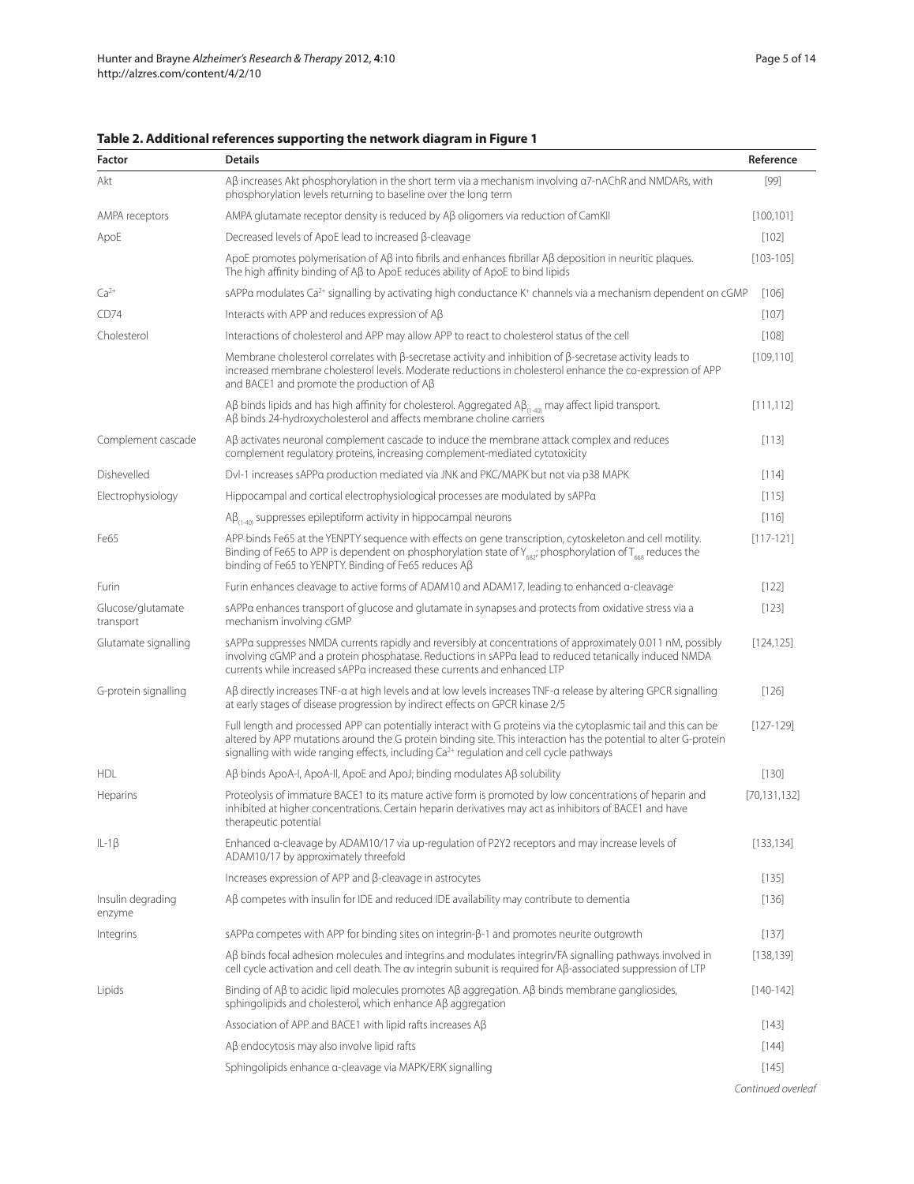**Table 2. Additional references supporting the network diagram in Figure 1**

| Factor | Details | Reference |
|---|---|---|
| Akt | Aβ increases Akt phosphorylation in the short term via a mechanism involving α7-nAChR and NMDARs, with phosphorylation levels returning to baseline over the long term | [99] |
| AMPA receptors | AMPA glutamate receptor density is reduced by Aβ oligomers via reduction of CamKII | [100,101] |
| ApoE | Decreased levels of ApoE lead to increased β-cleavage | [102] |
| | ApoE promotes polymerisation of Aβ into fibrils and enhances fibrillar Aβ deposition in neuritic plaques. The high affinity binding of Aβ to ApoE reduces ability of ApoE to bind lipids | [103-105] |
| $Ca^{2+}$ | sAPPα modulates $Ca^{2+}$ signalling by activating high conductance $K^+$ channels via a mechanism dependent on cGMP | [106] |
| CD74 | Interacts with APP and reduces expression of Aβ | [107] |
| Cholesterol | Interactions of cholesterol and APP may allow APP to react to cholesterol status of the cell | [108] |
| | Membrane cholesterol correlates with β-secretase activity and inhibition of β-secretase activity leads to increased membrane cholesterol levels. Moderate reductions in cholesterol enhance the co-expression of APP and BACE1 and promote the production of Aβ | [109,110] |
| | Aβ binds lipids and has high affinity for cholesterol. Aggregated $A\beta_{(1-40)}$ may affect lipid transport. Aβ binds 24-hydroxycholesterol and affects membrane choline carriers | [111,112] |
| Complement cascade | Aβ activates neuronal complement cascade to induce the membrane attack complex and reduces complement regulatory proteins, increasing complement-mediated cytotoxicity | [113] |
| Dishevelled | Dvl-1 increases sAPPα production mediated via JNK and PKC/MAPK but not via p38 MAPK | [114] |
| Electrophysiology | Hippocampal and cortical electrophysiological processes are modulated by sAPPα | [115] |
| | $A\beta_{(1-40)}$ suppresses epileptiform activity in hippocampal neurons | [116] |
| Fe65 | APP binds Fe65 at the YENPTY sequence with effects on gene transcription, cytoskeleton and cell motility. Binding of Fe65 to APP is dependent on phosphorylation state of $Y_{682}$; phosphorylation of $T_{668}$ reduces the binding of Fe65 to YENPTY. Binding of Fe65 reduces Aβ | [117-121] |
| Furin | Furin enhances cleavage to active forms of ADAM10 and ADAM17, leading to enhanced α-cleavage | [122] |
| Glucose/glutamate transport | sAPPα enhances transport of glucose and glutamate in synapses and protects from oxidative stress via a mechanism involving cGMP | [123] |
| Glutamate signalling | sAPPα suppresses NMDA currents rapidly and reversibly at concentrations of approximately 0.011 nM, possibly involving cGMP and a protein phosphatase. Reductions in sAPPα lead to reduced tetanically induced NMDA currents while increased sAPPα increased these currents and enhanced LTP | [124,125] |
| G-protein signalling | Aβ directly increases TNF-α at high levels and at low levels increases TNF-α release by altering GPCR signalling at early stages of disease progression by indirect effects on GPCR kinase 2/5 | [126] |
| | Full length and processed APP can potentially interact with G proteins via the cytoplasmic tail and this can be altered by APP mutations around the G protein binding site. This interaction has the potential to alter G-protein signalling with wide ranging effects, including $Ca^{2+}$ regulation and cell cycle pathways | [127-129] |
| HDL | Aβ binds ApoA-I, ApoA-II, ApoE and ApoJ; binding modulates Aβ solubility | [130] |
| Heparins | Proteolysis of immature BACE1 to its mature active form is promoted by low concentrations of heparin and inhibited at higher concentrations. Certain heparin derivatives may act as inhibitors of BACE1 and have therapeutic potential | [70,131,132] |
| IL-1β | Enhanced α-cleavage by ADAM10/17 via up-regulation of P2Y2 receptors and may increase levels of ADAM10/17 by approximately threefold | [133,134] |
| | Increases expression of APP and β-cleavage in astrocytes | [135] |
| Insulin degrading enzyme | Aβ competes with insulin for IDE and reduced IDE availability may contribute to dementia | [136] |
| Integrins | sAPPα competes with APP for binding sites on integrin-β-1 and promotes neurite outgrowth | [137] |
| | Aβ binds focal adhesion molecules and integrins and modulates integrin/FA signalling pathways involved in cell cycle activation and cell death. The αv integrin subunit is required for Aβ-associated suppression of LTP | [138,139] |
| Lipids | Binding of Aβ to acidic lipid molecules promotes Aβ aggregation. Aβ binds membrane gangliosides, sphingolipids and cholesterol, which enhance Aβ aggregation | [140-142] |
| | Association of APP and BACE1 with lipid rafts increases Aβ | [143] |
| | Aβ endocytosis may also involve lipid rafts | [144] |
| | Sphingolipids enhance α-cleavage via MAPK/ERK signalling | [145] |

*Continued overleaf*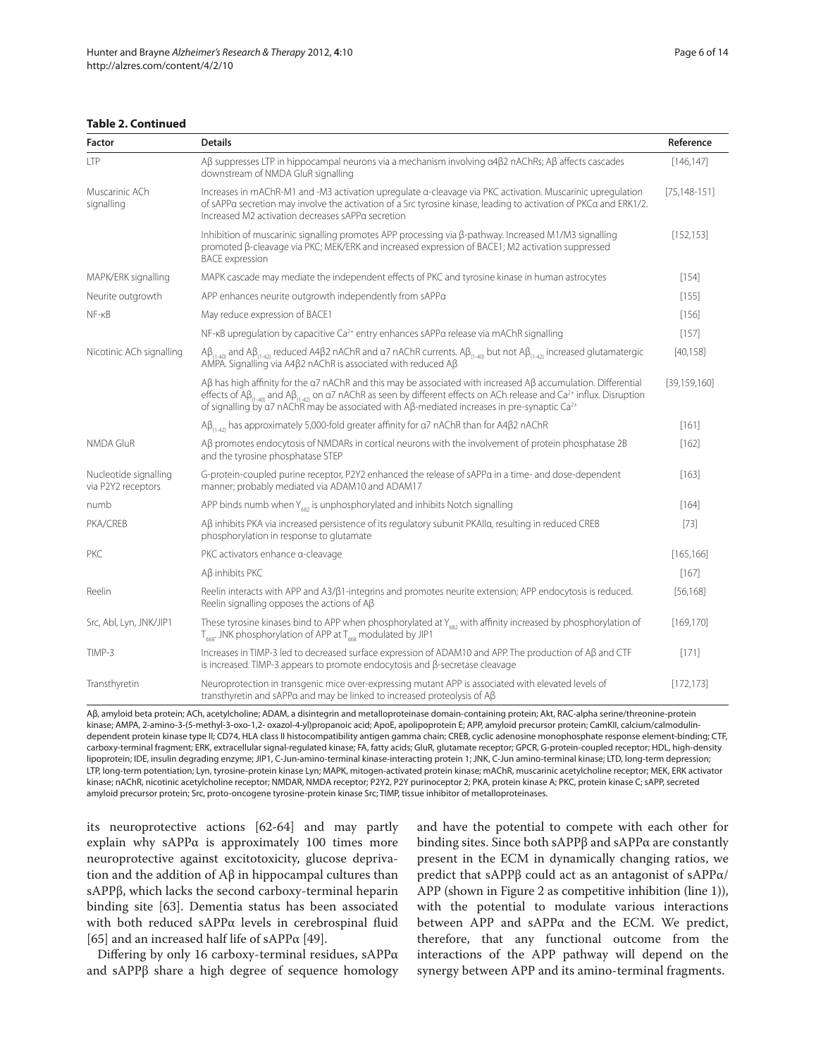**Table 2. Continued**

| Factor | Details | Reference |
|---|---|---|
| LTP | Aβ suppresses LTP in hippocampal neurons via a mechanism involving α4β2 nAChRs; Aβ affects cascades downstream of NMDA GluR signalling | [146,147] |
| Muscarinic ACh signalling | Increases in mAChR-M1 and -M3 activation upregulate α-cleavage via PKC activation. Muscarinic upregulation of sAPPα secretion may involve the activation of a Src tyrosine kinase, leading to activation of PKCα and ERK1/2. Increased M2 activation decreases sAPPα secretion | [75,148-151] |
| | Inhibition of muscarinic signalling promotes APP processing via β-pathway. Increased M1/M3 signalling promoted β-cleavage via PKC; MEK/ERK and increased expression of BACE1; M2 activation suppressed BACE expression | [152,153] |
| MAPK/ERK signalling | MAPK cascade may mediate the independent effects of PKC and tyrosine kinase in human astrocytes | [154] |
| Neurite outgrowth | APP enhances neurite outgrowth independently from sAPPα | [155] |
| NF-κB | May reduce expression of BACE1 | [156] |
| | NF-κB upregulation by capacitive $Ca^{2+}$ entry enhances sAPPα release via mAChR signalling | [157] |
| Nicotinic ACh signalling | $A\beta_{(1-40)}$ and $A\beta_{(1-42)}$ reduced A4β2 nAChR and α7 nAChR currents. $A\beta_{(1-40)}$ but not $A\beta_{(1-42)}$ increased glutamatergic AMPA. Signalling via A4β2 nAChR is associated with reduced Aβ | [40,158] |
| | Aβ has high affinity for the α7 nAChR and this may be associated with increased Aβ accumulation. Differential effects of $A\beta_{(1-40)}$ and $A\beta_{(1-42)}$ on α7 nAChR as seen by different effects on ACh release and $Ca^{2+}$ influx. Disruption of signalling by α7 nAChR may be associated with Aβ-mediated increases in pre-synaptic $Ca^{2+}$ | [39,159,160] |
| | $A\beta_{(1-42)}$ has approximately 5,000-fold greater affinity for α7 nAChR than for A4β2 nAChR | [161] |
| NMDA GluR | Aβ promotes endocytosis of NMDARs in cortical neurons with the involvement of protein phosphatase 2B and the tyrosine phosphatase STEP | [162] |
| Nucleotide signalling via P2Y2 receptors | G-protein-coupled purine receptor, P2Y2 enhanced the release of sAPPα in a time- and dose-dependent manner; probably mediated via ADAM10 and ADAM17 | [163] |
| numb | APP binds numb when $Y_{682}$ is unphosphorylated and inhibits Notch signalling | [164] |
| PKA/CREB | Aβ inhibits PKA via increased persistence of its regulatory subunit PKAIIα, resulting in reduced CREB phosphorylation in response to glutamate | [73] |
| PKC | PKC activators enhance α-cleavage | [165,166] |
| | Aβ inhibits PKC | [167] |
| Reelin | Reelin interacts with APP and A3/β1-integrins and promotes neurite extension; APP endocytosis is reduced. Reelin signalling opposes the actions of Aβ | [56,168] |
| Src, Abl, Lyn, JNK/JIP1 | These tyrosine kinases bind to APP when phosphorylated at $Y_{682}$ with affinity increased by phosphorylation of $T_{668}$. JNK phosphorylation of APP at $T_{668}$ modulated by JIP1 | [169,170] |
| TIMP-3 | Increases in TIMP-3 led to decreased surface expression of ADAM10 and APP. The production of Aβ and CTF is increased. TIMP-3 appears to promote endocytosis and β-secretase cleavage | [171] |
| Transthyretin | Neuroprotection in transgenic mice over-expressing mutant APP is associated with elevated levels of transthyretin and sAPPα and may be linked to increased proteolysis of Aβ | [172,173] |

Aβ, amyloid beta protein; ACh, acetylcholine; ADAM, a disintegrin and metalloproteinase domain-containing protein; Akt, RAC-alpha serine/threonine-protein kinase; AMPA, 2-amino-3-(5-methyl-3-oxo-1,2- oxazol-4-yl)propanoic acid; ApoE, apolipoprotein E; APP, amyloid precursor protein; CamKII, calcium/calmodulin-dependent protein kinase type II; CD74, HLA class II histocompatibility antigen gamma chain; CREB, cyclic adenosine monophosphate response element-binding; CTF, carboxy-terminal fragment; ERK, extracellular signal-regulated kinase; FA, fatty acids; GluR, glutamate receptor; GPCR, G-protein-coupled receptor; HDL, high-density lipoprotein; IDE, insulin degrading enzyme; JIP1, C-Jun-amino-terminal kinase-interacting protein 1; JNK, C-Jun amino-terminal kinase; LTD, long-term depression; LTP, long-term potentiation; Lyn, tyrosine-protein kinase Lyn; MAPK, mitogen-activated protein kinase; mAChR, muscarinic acetylcholine receptor; MEK, ERK activator kinase; nAChR, nicotinic acetylcholine receptor; NMDAR, NMDA receptor; P2Y2, P2Y purinoceptor 2; PKA, protein kinase A; PKC, protein kinase C; sAPP, secreted amyloid precursor protein; Src, proto-oncogene tyrosine-protein kinase Src; TIMP, tissue inhibitor of metalloproteinases.

its neuroprotective actions [62-64] and may partly explain why sAPPα is approximately 100 times more neuroprotective against excitotoxicity, glucose deprivation and the addition of Aβ in hippocampal cultures than sAPPβ, which lacks the second carboxy-terminal heparin binding site [63]. Dementia status has been associated with both reduced sAPPα levels in cerebrospinal fluid [65] and an increased half life of sAPPα [49].

Differing by only 16 carboxy-terminal residues, sAPPα and sAPPβ share a high degree of sequence homology and have the potential to compete with each other for binding sites. Since both sAPPβ and sAPPα are constantly present in the ECM in dynamically changing ratios, we predict that sAPPβ could act as an antagonist of sAPPα/APP (shown in Figure 2 as competitive inhibition (line 1)), with the potential to modulate various interactions between APP and sAPPα and the ECM. We predict, therefore, that any functional outcome from the interactions of the APP pathway will depend on the synergy between APP and its amino-terminal fragments.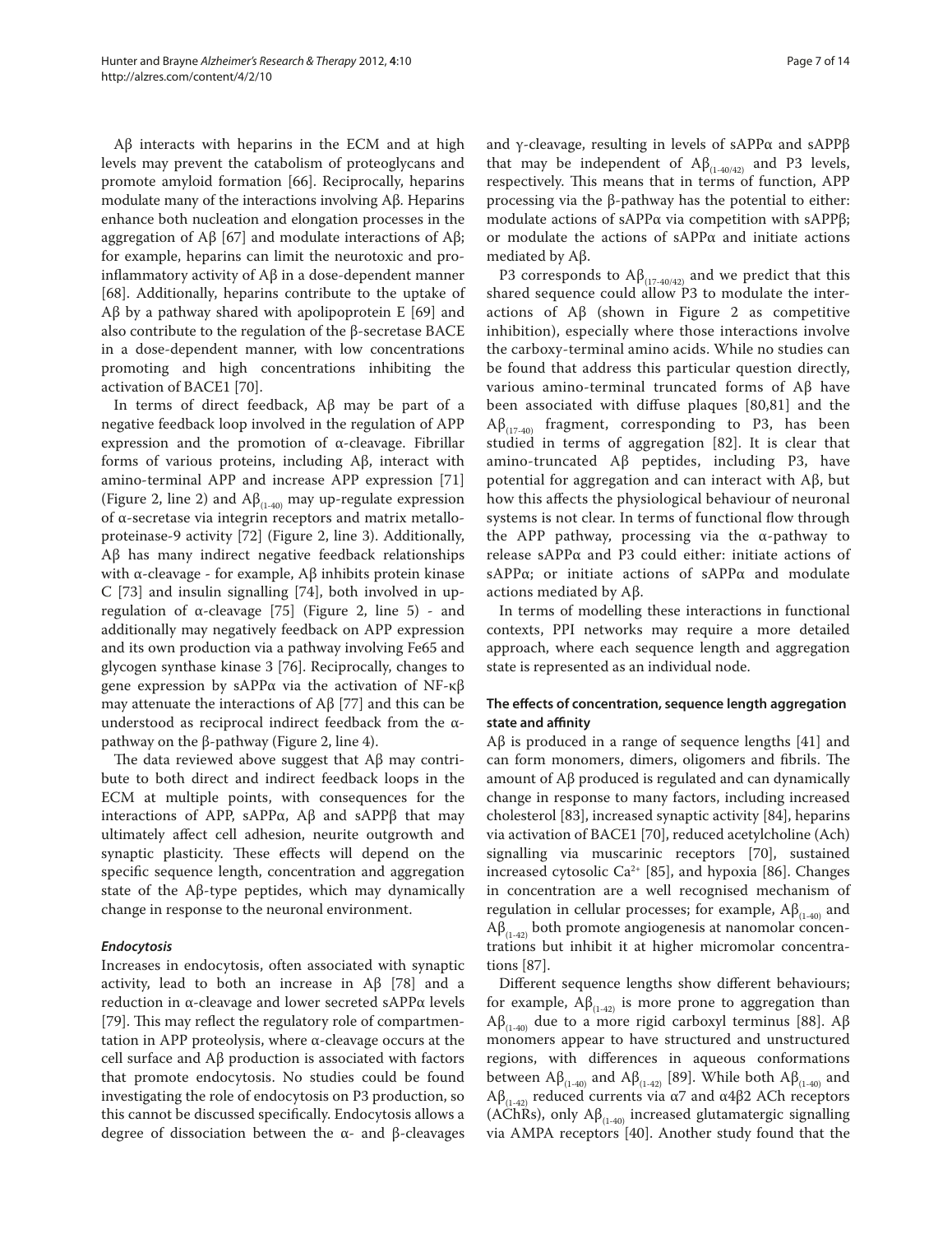Aβ interacts with heparins in the ECM and at high levels may prevent the catabolism of proteoglycans and promote amyloid formation [66]. Reciprocally, heparins modulate many of the interactions involving Aβ. Heparins enhance both nucleation and elongation processes in the aggregation of Aβ [67] and modulate interactions of Aβ; for example, heparins can limit the neurotoxic and proinflammatory activity of Aβ in a dose-dependent manner [68]. Additionally, heparins contribute to the uptake of Aβ by a pathway shared with apolipoprotein E [69] and also contribute to the regulation of the β-secretase BACE in a dose-dependent manner, with low concentrations promoting and high concentrations inhibiting the activation of BACE1 [70].

In terms of direct feedback, Aβ may be part of a negative feedback loop involved in the regulation of APP expression and the promotion of α-cleavage. Fibrillar forms of various proteins, including Aβ, interact with amino-terminal APP and increase APP expression [71] (Figure 2, line 2) and $A\beta_{(1-40)}$ may up-regulate expression of α-secretase via integrin receptors and matrix metalloproteinase-9 activity [72] (Figure 2, line 3). Additionally, Aβ has many indirect negative feedback relationships with α-cleavage - for example, Aβ inhibits protein kinase C [73] and insulin signalling [74], both involved in up-regulation of α-cleavage [75] (Figure 2, line 5) - and additionally may negatively feedback on APP expression and its own production via a pathway involving Fe65 and glycogen synthase kinase 3 [76]. Reciprocally, changes to gene expression by sAPPα via the activation of NF-κβ may attenuate the interactions of Aβ [77] and this can be understood as reciprocal indirect feedback from the α-pathway on the β-pathway (Figure 2, line 4).

The data reviewed above suggest that Aβ may contribute to both direct and indirect feedback loops in the ECM at multiple points, with consequences for the interactions of APP, sAPPα, Aβ and sAPPβ that may ultimately affect cell adhesion, neurite outgrowth and synaptic plasticity. These effects will depend on the specific sequence length, concentration and aggregation state of the Aβ-type peptides, which may dynamically change in response to the neuronal environment.

#### *Endocytosis*

Increases in endocytosis, often associated with synaptic activity, lead to both an increase in Aβ [78] and a reduction in α-cleavage and lower secreted sAPPα levels [79]. This may reflect the regulatory role of compartmentation in APP proteolysis, where α-cleavage occurs at the cell surface and Aβ production is associated with factors that promote endocytosis. No studies could be found investigating the role of endocytosis on P3 production, so this cannot be discussed specifically. Endocytosis allows a degree of dissociation between the α- and β-cleavages and γ-cleavage, resulting in levels of sAPPα and sAPPβ that may be independent of $A\beta_{(1-40/42)}$ and P3 levels, respectively. This means that in terms of function, APP processing via the β-pathway has the potential to either: modulate actions of sAPPα via competition with sAPPβ; or modulate the actions of sAPPα and initiate actions mediated by Aβ.

P3 corresponds to $A\beta_{(17-40/42)}$ and we predict that this shared sequence could allow P3 to modulate the interactions of Aβ (shown in Figure 2 as competitive inhibition), especially where those interactions involve the carboxy-terminal amino acids. While no studies can be found that address this particular question directly, various amino-terminal truncated forms of Aβ have been associated with diffuse plaques [80,81] and the $A\beta_{(17-40)}$ fragment, corresponding to P3, has been studied in terms of aggregation [82]. It is clear that amino-truncated Aβ peptides, including P3, have potential for aggregation and can interact with Aβ, but how this affects the physiological behaviour of neuronal systems is not clear. In terms of functional flow through the APP pathway, processing via the α-pathway to release sAPPα and P3 could either: initiate actions of sAPPα; or initiate actions of sAPPα and modulate actions mediated by Aβ.

In terms of modelling these interactions in functional contexts, PPI networks may require a more detailed approach, where each sequence length and aggregation state is represented as an individual node.

#### **The effects of concentration, sequence length aggregation state and affinity**

Aβ is produced in a range of sequence lengths [41] and can form monomers, dimers, oligomers and fibrils. The amount of Aβ produced is regulated and can dynamically change in response to many factors, including increased cholesterol [83], increased synaptic activity [84], heparins via activation of BACE1 [70], reduced acetylcholine (Ach) signalling via muscarinic receptors [70], sustained increased cytosolic $Ca^{2+}$ [85], and hypoxia [86]. Changes in concentration are a well recognised mechanism of regulation in cellular processes; for example, $A\beta_{(1-40)}$ and $A\beta_{(1-42)}$ both promote angiogenesis at nanomolar concentrations but inhibit it at higher micromolar concentrations [87].

Different sequence lengths show different behaviours; for example, $A\beta_{(1-42)}$ is more prone to aggregation than $A\beta_{(1-40)}$ due to a more rigid carboxyl terminus [88]. Aβ monomers appear to have structured and unstructured regions, with differences in aqueous conformations between $A\beta_{(1-40)}$ and $A\beta_{(1-42)}$ [89]. While both $A\beta_{(1-40)}$ and $A\beta_{(1-42)}$ reduced currents via α7 and α4β2 ACh receptors (AChRs), only $A\beta_{(1-40)}$ increased glutamatergic signalling via AMPA receptors [40]. Another study found that the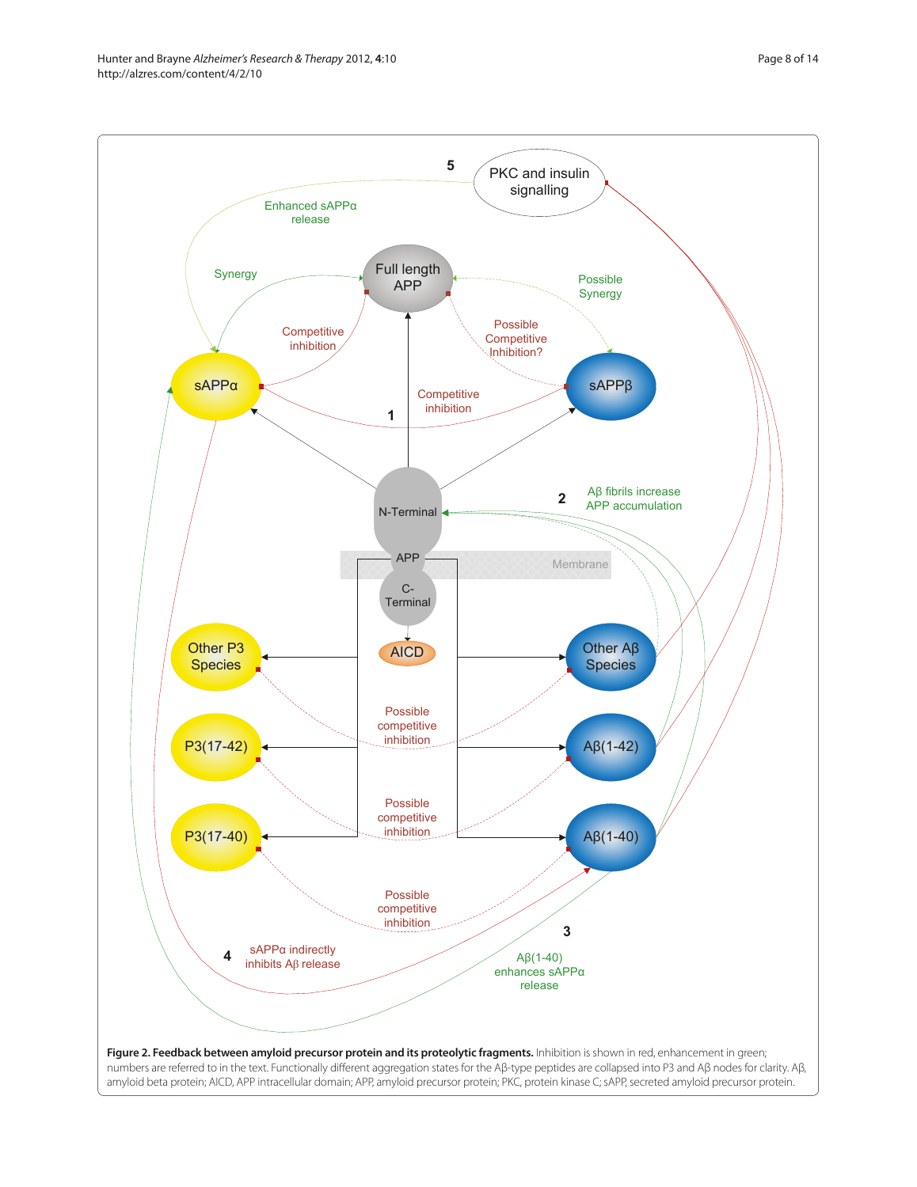**Figure 2. Feedback between amyloid precursor protein and its proteolytic fragments.** Inhibition is shown in red, enhancement in green; numbers are referred to in the text. Functionally different aggregation states for the Aβ-type peptides are collapsed into P3 and Aβ nodes for clarity. Aβ, amyloid beta protein; AICD, APP intracellular domain; APP, amyloid precursor protein; PKC, protein kinase C; sAPP, secreted amyloid precursor protein.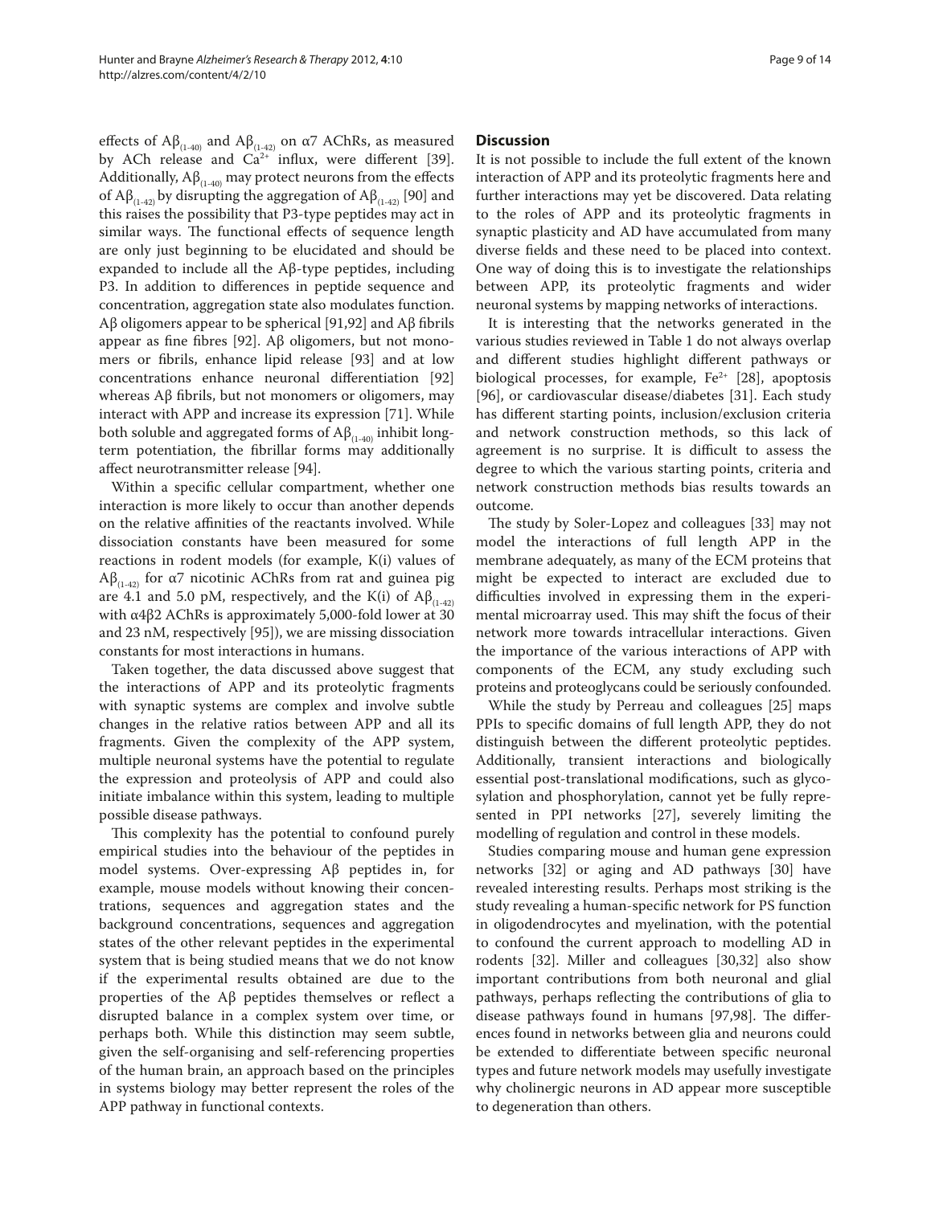effects of A$\beta_{(1-40)}$ and A$\beta_{(1-42)}$ on α7 AChRs, as measured by ACh release and $Ca^{2+}$ influx, were different [39]. Additionally, A$\beta_{(1-40)}$ may protect neurons from the effects of A$\beta_{(1-42)}$ by disrupting the aggregation of A$\beta_{(1-42)}$ [90] and this raises the possibility that P3-type peptides may act in similar ways. The functional effects of sequence length are only just beginning to be elucidated and should be expanded to include all the Aβ-type peptides, including P3. In addition to differences in peptide sequence and concentration, aggregation state also modulates function. Aβ oligomers appear to be spherical [91,92] and Aβ fibrils appear as fine fibres [92]. Aβ oligomers, but not monomers or fibrils, enhance lipid release [93] and at low concentrations enhance neuronal differentiation [92] whereas Aβ fibrils, but not monomers or oligomers, may interact with APP and increase its expression [71]. While both soluble and aggregated forms of A$\beta_{(1-40)}$ inhibit long-term potentiation, the fibrillar forms may additionally affect neurotransmitter release [94].

Within a specific cellular compartment, whether one interaction is more likely to occur than another depends on the relative affinities of the reactants involved. While dissociation constants have been measured for some reactions in rodent models (for example, K(i) values of A$\beta_{(1-42)}$ for α7 nicotinic AChRs from rat and guinea pig are 4.1 and 5.0 pM, respectively, and the K(i) of A$\beta_{(1-42)}$ with α4β2 AChRs is approximately 5,000-fold lower at 30 and 23 nM, respectively [95]), we are missing dissociation constants for most interactions in humans.

Taken together, the data discussed above suggest that the interactions of APP and its proteolytic fragments with synaptic systems are complex and involve subtle changes in the relative ratios between APP and all its fragments. Given the complexity of the APP system, multiple neuronal systems have the potential to regulate the expression and proteolysis of APP and could also initiate imbalance within this system, leading to multiple possible disease pathways.

This complexity has the potential to confound purely empirical studies into the behaviour of the peptides in model systems. Over-expressing Aβ peptides in, for example, mouse models without knowing their concentrations, sequences and aggregation states and the background concentrations, sequences and aggregation states of the other relevant peptides in the experimental system that is being studied means that we do not know if the experimental results obtained are due to the properties of the Aβ peptides themselves or reflect a disrupted balance in a complex system over time, or perhaps both. While this distinction may seem subtle, given the self-organising and self-referencing properties of the human brain, an approach based on the principles in systems biology may better represent the roles of the APP pathway in functional contexts.

## Discussion

It is not possible to include the full extent of the known interaction of APP and its proteolytic fragments here and further interactions may yet be discovered. Data relating to the roles of APP and its proteolytic fragments in synaptic plasticity and AD have accumulated from many diverse fields and these need to be placed into context. One way of doing this is to investigate the relationships between APP, its proteolytic fragments and wider neuronal systems by mapping networks of interactions.

It is interesting that the networks generated in the various studies reviewed in Table 1 do not always overlap and different studies highlight different pathways or biological processes, for example, $Fe^{2+}$ [28], apoptosis [96], or cardiovascular disease/diabetes [31]. Each study has different starting points, inclusion/exclusion criteria and network construction methods, so this lack of agreement is no surprise. It is difficult to assess the degree to which the various starting points, criteria and network construction methods bias results towards an outcome.

The study by Soler-Lopez and colleagues [33] may not model the interactions of full length APP in the membrane adequately, as many of the ECM proteins that might be expected to interact are excluded due to difficulties involved in expressing them in the experimental microarray used. This may shift the focus of their network more towards intracellular interactions. Given the importance of the various interactions of APP with components of the ECM, any study excluding such proteins and proteoglycans could be seriously confounded.

While the study by Perreau and colleagues [25] maps PPIs to specific domains of full length APP, they do not distinguish between the different proteolytic peptides. Additionally, transient interactions and biologically essential post-translational modifications, such as glycosylation and phosphorylation, cannot yet be fully represented in PPI networks [27], severely limiting the modelling of regulation and control in these models.

Studies comparing mouse and human gene expression networks [32] or aging and AD pathways [30] have revealed interesting results. Perhaps most striking is the study revealing a human-specific network for PS function in oligodendrocytes and myelination, with the potential to confound the current approach to modelling AD in rodents [32]. Miller and colleagues [30,32] also show important contributions from both neuronal and glial pathways, perhaps reflecting the contributions of glia to disease pathways found in humans [97,98]. The differences found in networks between glia and neurons could be extended to differentiate between specific neuronal types and future network models may usefully investigate why cholinergic neurons in AD appear more susceptible to degeneration than others.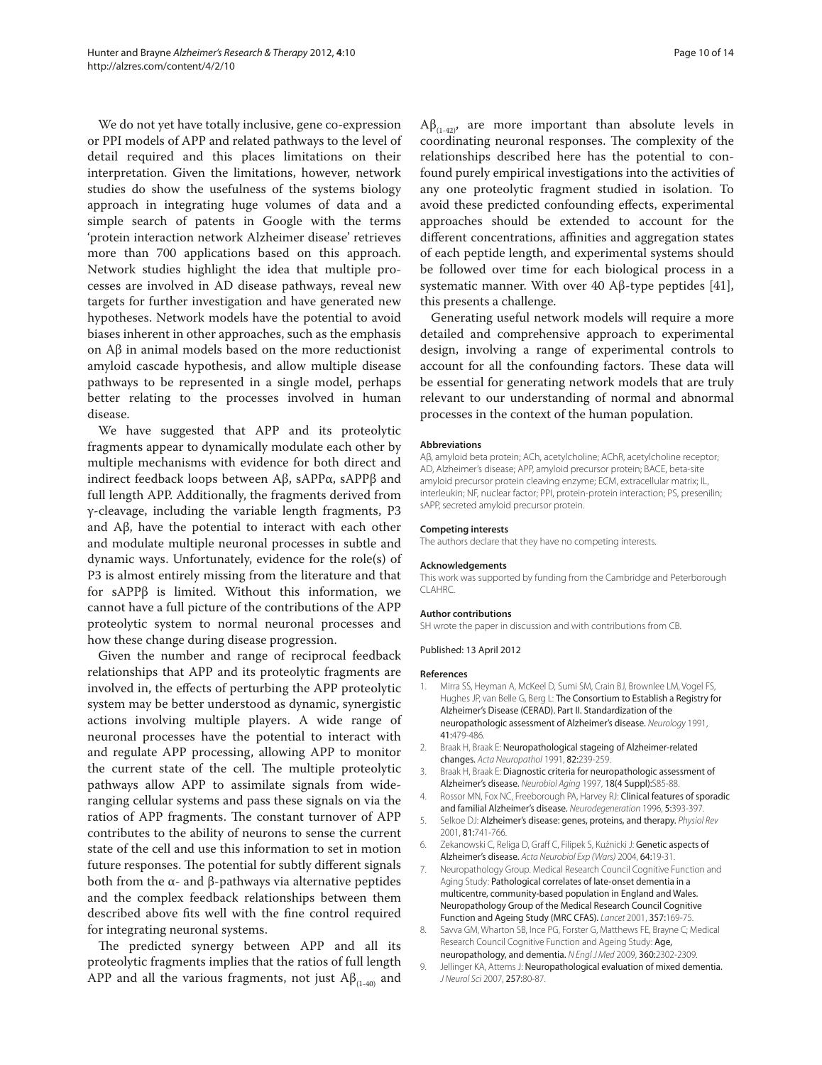We do not yet have totally inclusive, gene co-expression or PPI models of APP and related pathways to the level of detail required and this places limitations on their interpretation. Given the limitations, however, network studies do show the usefulness of the systems biology approach in integrating huge volumes of data and a simple search of patents in Google with the terms 'protein interaction network Alzheimer disease' retrieves more than 700 applications based on this approach. Network studies highlight the idea that multiple processes are involved in AD disease pathways, reveal new targets for further investigation and have generated new hypotheses. Network models have the potential to avoid biases inherent in other approaches, such as the emphasis on Aβ in animal models based on the more reductionist amyloid cascade hypothesis, and allow multiple disease pathways to be represented in a single model, perhaps better relating to the processes involved in human disease.

We have suggested that APP and its proteolytic fragments appear to dynamically modulate each other by multiple mechanisms with evidence for both direct and indirect feedback loops between Aβ, sAPPα, sAPPβ and full length APP. Additionally, the fragments derived from γ-cleavage, including the variable length fragments, P3 and Aβ, have the potential to interact with each other and modulate multiple neuronal processes in subtle and dynamic ways. Unfortunately, evidence for the role(s) of P3 is almost entirely missing from the literature and that for sAPPβ is limited. Without this information, we cannot have a full picture of the contributions of the APP proteolytic system to normal neuronal processes and how these change during disease progression.

Given the number and range of reciprocal feedback relationships that APP and its proteolytic fragments are involved in, the effects of perturbing the APP proteolytic system may be better understood as dynamic, synergistic actions involving multiple players. A wide range of neuronal processes have the potential to interact with and regulate APP processing, allowing APP to monitor the current state of the cell. The multiple proteolytic pathways allow APP to assimilate signals from wide-ranging cellular systems and pass these signals on via the ratios of APP fragments. The constant turnover of APP contributes to the ability of neurons to sense the current state of the cell and use this information to set in motion future responses. The potential for subtly different signals both from the α- and β-pathways via alternative peptides and the complex feedback relationships between them described above fits well with the fine control required for integrating neuronal systems.

The predicted synergy between APP and all its proteolytic fragments implies that the ratios of full length APP and all the various fragments, not just $A\beta_{(1-40)}$ and $A\beta_{(1-42)}$, are more important than absolute levels in coordinating neuronal responses. The complexity of the relationships described here has the potential to confound purely empirical investigations into the activities of any one proteolytic fragment studied in isolation. To avoid these predicted confounding effects, experimental approaches should be extended to account for the different concentrations, affinities and aggregation states of each peptide length, and experimental systems should be followed over time for each biological process in a systematic manner. With over 40 Aβ-type peptides [41], this presents a challenge.

Generating useful network models will require a more detailed and comprehensive approach to experimental design, involving a range of experimental controls to account for all the confounding factors. These data will be essential for generating network models that are truly relevant to our understanding of normal and abnormal processes in the context of the human population.

#### Abbreviations

Aβ, amyloid beta protein; ACh, acetylcholine; AChR, acetylcholine receptor; AD, Alzheimer's disease; APP, amyloid precursor protein; BACE, beta-site amyloid precursor protein cleaving enzyme; ECM, extracellular matrix; IL, interleukin; NF, nuclear factor; PPI, protein-protein interaction; PS, presenilin; sAPP, secreted amyloid precursor protein.

#### Competing interests

The authors declare that they have no competing interests.

#### Acknowledgements

This work was supported by funding from the Cambridge and Peterborough CLAHRC.

#### Author contributions

SH wrote the paper in discussion and with contributions from CB.

Published: 13 April 2012

#### References

1. Mirra SS, Heyman A, McKeel D, Sumi SM, Crain BJ, Brownlee LM, Vogel FS, Hughes JP, van Belle G, Berg L: **The Consortium to Establish a Registry for Alzheimer's Disease (CERAD). Part II. Standardization of the neuropathologic assessment of Alzheimer's disease.** *Neurology* 1991, **41:**479-486.
2. Braak H, Braak E: **Neuropathological stageing of Alzheimer-related changes.** *Acta Neuropathol* 1991, **82:**239-259.
3. Braak H, Braak E: **Diagnostic criteria for neuropathologic assessment of Alzheimer's disease.** *Neurobiol Aging* 1997, **18(4 Suppl):**S85-88.
4. Rossor MN, Fox NC, Freeborough PA, Harvey RJ: **Clinical features of sporadic and familial Alzheimer's disease.** *Neurodegeneration* 1996, **5:**393-397.
5. Selkoe DJ: **Alzheimer's disease: genes, proteins, and therapy.** *Physiol Rev* 2001, **81:**741-766.
6. Zekanowski C, Religa D, Graff C, Filipek S, Kuźnicki J: **Genetic aspects of Alzheimer's disease.** *Acta Neurobiol Exp (Wars)* 2004, **64:**19-31.
7. Neuropathology Group. Medical Research Council Cognitive Function and Aging Study: **Pathological correlates of late-onset dementia in a multicentre, community-based population in England and Wales. Neuropathology Group of the Medical Research Council Cognitive Function and Ageing Study (MRC CFAS).** *Lancet* 2001, **357:**169-75.
8. Savva GM, Wharton SB, Ince PG, Forster G, Matthews FE, Brayne C; Medical Research Council Cognitive Function and Ageing Study: **Age, neuropathology, and dementia.** *N Engl J Med* 2009, **360:**2302-2309.
9. Jellinger KA, Attems J: **Neuropathological evaluation of mixed dementia.** *J Neurol Sci* 2007, **257:**80-87.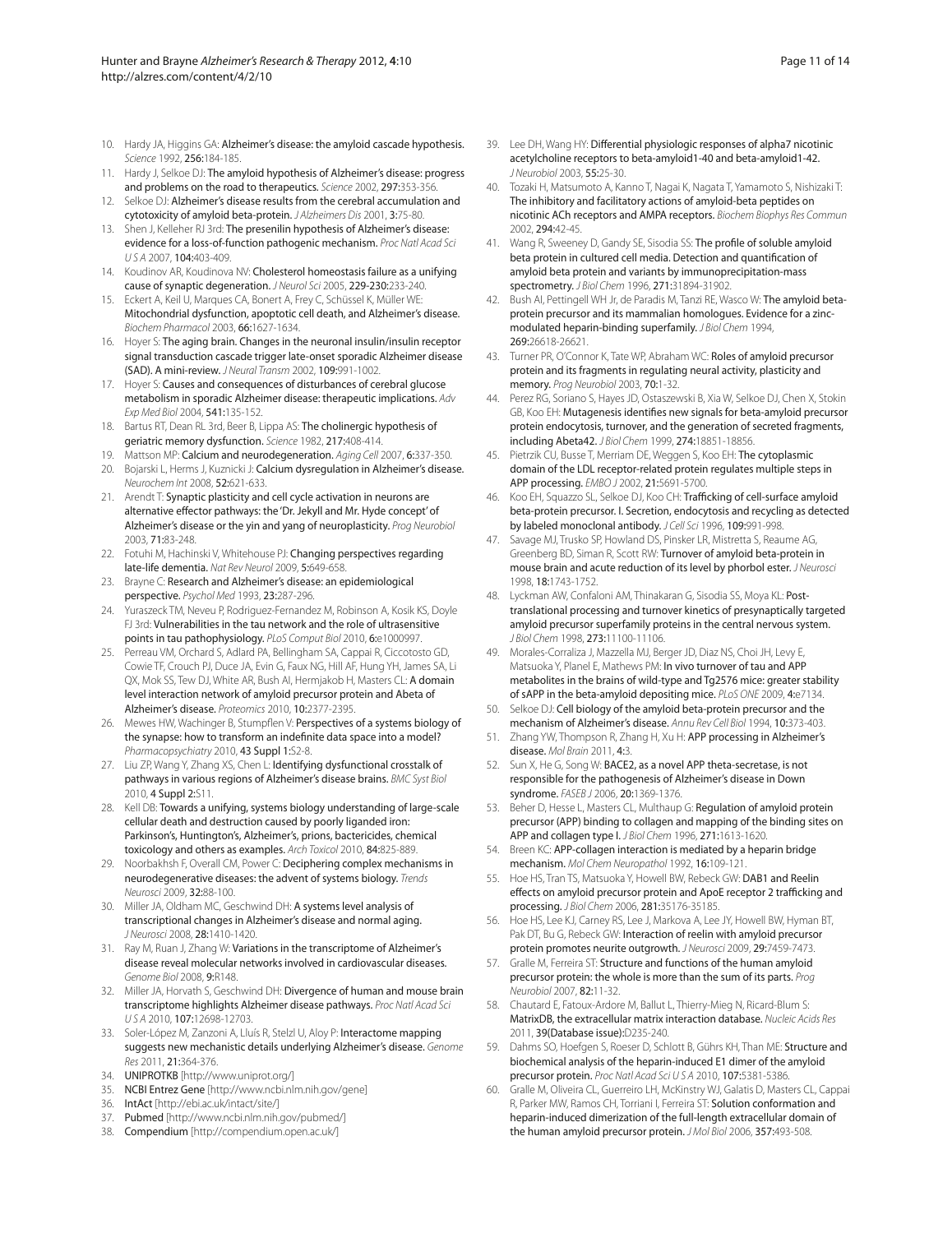10. Hardy JA, Higgins GA: **Alzheimer's disease: the amyloid cascade hypothesis.** *Science* 1992, **256:**184-185.
11. Hardy J, Selkoe DJ: **The amyloid hypothesis of Alzheimer's disease: progress and problems on the road to therapeutics.** *Science* 2002, **297:**353-356.
12. Selkoe DJ: **Alzheimer's disease results from the cerebral accumulation and cytotoxicity of amyloid beta-protein.** *J Alzheimers Dis* 2001, **3:**75-80.
13. Shen J, Kelleher RJ 3rd: **The presenilin hypothesis of Alzheimer's disease: evidence for a loss-of-function pathogenic mechanism.** *Proc Natl Acad Sci U S A* 2007, **104:**403-409.
14. Koudinov AR, Koudinova NV: **Cholesterol homeostasis failure as a unifying cause of synaptic degeneration.** *J Neurol Sci* 2005, **229-230:**233-240.
15. Eckert A, Keil U, Marques CA, Bonert A, Frey C, Schüssel K, Müller WE: **Mitochondrial dysfunction, apoptotic cell death, and Alzheimer's disease.** *Biochem Pharmacol* 2003, **66:**1627-1634.
16. Hoyer S: **The aging brain. Changes in the neuronal insulin/insulin receptor signal transduction cascade trigger late-onset sporadic Alzheimer disease (SAD). A mini-review.** *J Neural Transm* 2002, **109:**991-1002.
17. Hoyer S: **Causes and consequences of disturbances of cerebral glucose metabolism in sporadic Alzheimer disease: therapeutic implications.** *Adv Exp Med Biol* 2004, **541:**135-152.
18. Bartus RT, Dean RL 3rd, Beer B, Lippa AS: **The cholinergic hypothesis of geriatric memory dysfunction.** *Science* 1982, **217:**408-414.
19. Mattson MP: **Calcium and neurodegeneration.** *Aging Cell* 2007, **6:**337-350.
20. Bojarski L, Herms J, Kuznicki J: **Calcium dysregulation in Alzheimer's disease.** *Neurochem Int* 2008, **52:**621-633.
21. Arendt T: **Synaptic plasticity and cell cycle activation in neurons are alternative effector pathways: the 'Dr. Jekyll and Mr. Hyde concept' of Alzheimer's disease or the yin and yang of neuroplasticity.** *Prog Neurobiol* 2003, **71:**83-248.
22. Fotuhi M, Hachinski V, Whitehouse PJ: **Changing perspectives regarding late-life dementia.** *Nat Rev Neurol* 2009, **5:**649-658.
23. Brayne C: **Research and Alzheimer's disease: an epidemiological perspective.** *Psychol Med* 1993, **23:**287-296.
24. Yuraszeck TM, Neveu P, Rodriguez-Fernandez M, Robinson A, Kosik KS, Doyle FJ 3rd: **Vulnerabilities in the tau network and the role of ultrasensitive points in tau pathophysiology.** *PLoS Comput Biol* 2010, **6:**e1000997.
25. Perreau VM, Orchard S, Adlard PA, Bellingham SA, Cappai R, Ciccotosto GD, Cowie TF, Crouch PJ, Duce JA, Evin G, Faux NG, Hill AF, Hung YH, James SA, Li QX, Mok SS, Tew DJ, White AR, Bush AI, Hermjakob H, Masters CL: **A domain level interaction network of amyloid precursor protein and Abeta of Alzheimer's disease.** *Proteomics* 2010, **10:**2377-2395.
26. Mewes HW, Wachinger B, Stumpflen V: **Perspectives of a systems biology of the synapse: how to transform an indefinite data space into a model?** *Pharmacopsychiatry* 2010, **43 Suppl 1:**S2-8.
27. Liu ZP, Wang Y, Zhang XS, Chen L: **Identifying dysfunctional crosstalk of pathways in various regions of Alzheimer's disease brains.** *BMC Syst Biol* 2010, **4 Suppl 2:**S11.
28. Kell DB: **Towards a unifying, systems biology understanding of large-scale cellular death and destruction caused by poorly liganded iron: Parkinson's, Huntington's, Alzheimer's, prions, bactericides, chemical toxicology and others as examples.** *Arch Toxicol* 2010, **84:**825-889.
29. Noorbakhsh F, Overall CM, Power C: **Deciphering complex mechanisms in neurodegenerative diseases: the advent of systems biology.** *Trends Neurosci* 2009, **32:**88-100.
30. Miller JA, Oldham MC, Geschwind DH: **A systems level analysis of transcriptional changes in Alzheimer's disease and normal aging.** *J Neurosci* 2008, **28:**1410-1420.
31. Ray M, Ruan J, Zhang W: **Variations in the transcriptome of Alzheimer's disease reveal molecular networks involved in cardiovascular diseases.** *Genome Biol* 2008, **9:**R148.
32. Miller JA, Horvath S, Geschwind DH: **Divergence of human and mouse brain transcriptome highlights Alzheimer disease pathways.** *Proc Natl Acad Sci U S A* 2010, **107:**12698-12703.
33. Soler-López M, Zanzoni A, Lluís R, Stelzl U, Aloy P: **Interactome mapping suggests new mechanistic details underlying Alzheimer's disease.** *Genome Res* 2011, **21:**364-376.
34. **UNIPROTKB** [http://www.uniprot.org/]
35. **NCBI Entrez Gene** [http://www.ncbi.nlm.nih.gov/gene]
36. **IntAct** [http://ebi.ac.uk/intact/site/]
37. **Pubmed** [http://www.ncbi.nlm.nih.gov/pubmed/]
38. **Compendium** [http://compendium.open.ac.uk/]
39. Lee DH, Wang HY: **Differential physiologic responses of alpha7 nicotinic acetylcholine receptors to beta-amyloid1-40 and beta-amyloid1-42.** *J Neurobiol* 2003, **55:**25-30.
40. Tozaki H, Matsumoto A, Kanno T, Nagai K, Nagata T, Yamamoto S, Nishizaki T: **The inhibitory and facilitatory actions of amyloid-beta peptides on nicotinic ACh receptors and AMPA receptors.** *Biochem Biophys Res Commun* 2002, **294:**42-45.
41. Wang R, Sweeney D, Gandy SE, Sisodia SS: **The profile of soluble amyloid beta protein in cultured cell media. Detection and quantification of amyloid beta protein and variants by immunoprecipitation-mass spectrometry.** *J Biol Chem* 1996, **271:**31894-31902.
42. Bush AI, Pettingell WH Jr, de Paradis M, Tanzi RE, Wasco W: **The amyloid beta-protein precursor and its mammalian homologues. Evidence for a zinc-modulated heparin-binding superfamily.** *J Biol Chem* 1994, **269:**26618-26621.
43. Turner PR, O'Connor K, Tate WP, Abraham WC: **Roles of amyloid precursor protein and its fragments in regulating neural activity, plasticity and memory.** *Prog Neurobiol* 2003, **70:**1-32.
44. Perez RG, Soriano S, Hayes JD, Ostaszewski B, Xia W, Selkoe DJ, Chen X, Stokin GB, Koo EH: **Mutagenesis identifies new signals for beta-amyloid precursor protein endocytosis, turnover, and the generation of secreted fragments, including Abeta42.** *J Biol Chem* 1999, **274:**18851-18856.
45. Pietrzik CU, Busse T, Merriam DE, Weggen S, Koo EH: **The cytoplasmic domain of the LDL receptor-related protein regulates multiple steps in APP processing.** *EMBO J* 2002, **21:**5691-5700.
46. Koo EH, Squazzo SL, Selkoe DJ, Koo CH: **Trafficking of cell-surface amyloid beta-protein precursor. I. Secretion, endocytosis and recycling as detected by labeled monoclonal antibody.** *J Cell Sci* 1996, **109:**991-998.
47. Savage MJ, Trusko SP, Howland DS, Pinsker LR, Mistretta S, Reaume AG, Greenberg BD, Siman R, Scott RW: **Turnover of amyloid beta-protein in mouse brain and acute reduction of its level by phorbol ester.** *J Neurosci* 1998, **18:**1743-1752.
48. Lyckman AW, Confaloni AM, Thinakaran G, Sisodia SS, Moya KL: **Post-translational processing and turnover kinetics of presynaptically targeted amyloid precursor superfamily proteins in the central nervous system.** *J Biol Chem* 1998, **273:**11100-11106.
49. Morales-Corraliza J, Mazzella MJ, Berger JD, Diaz NS, Choi JH, Levy E, Matsuoka Y, Planel E, Mathews PM: **In vivo turnover of tau and APP metabolites in the brains of wild-type and Tg2576 mice: greater stability of sAPP in the beta-amyloid depositing mice.** *PLoS ONE* 2009, **4:**e7134.
50. Selkoe DJ: **Cell biology of the amyloid beta-protein precursor and the mechanism of Alzheimer's disease.** *Annu Rev Cell Biol* 1994, **10:**373-403.
51. Zhang YW, Thompson R, Zhang H, Xu H: **APP processing in Alzheimer's disease.** *Mol Brain* 2011, **4:**3.
52. Sun X, He G, Song W: **BACE2, as a novel APP theta-secretase, is not responsible for the pathogenesis of Alzheimer's disease in Down syndrome.** *FASEB J* 2006, **20:**1369-1376.
53. Beher D, Hesse L, Masters CL, Multhaup G: **Regulation of amyloid protein precursor (APP) binding to collagen and mapping of the binding sites on APP and collagen type I.** *J Biol Chem* 1996, **271:**1613-1620.
54. Breen KC: **APP-collagen interaction is mediated by a heparin bridge mechanism.** *Mol Chem Neuropathol* 1992, **16:**109-121.
55. Hoe HS, Tran TS, Matsuoka Y, Howell BW, Rebeck GW: **DAB1 and Reelin effects on amyloid precursor protein and ApoE receptor 2 trafficking and processing.** *J Biol Chem* 2006, **281:**35176-35185.
56. Hoe HS, Lee KJ, Carney RS, Lee J, Markova A, Lee JY, Howell BW, Hyman BT, Pak DT, Bu G, Rebeck GW: **Interaction of reelin with amyloid precursor protein promotes neurite outgrowth.** *J Neurosci* 2009, **29:**7459-7473.
57. Gralle M, Ferreira ST: **Structure and functions of the human amyloid precursor protein: the whole is more than the sum of its parts.** *Prog Neurobiol* 2007, **82:**11-32.
58. Chautard E, Fatoux-Ardore M, Ballut L, Thierry-Mieg N, Ricard-Blum S: **MatrixDB, the extracellular matrix interaction database.** *Nucleic Acids Res* 2011, **39(Database issue):**D235-240.
59. Dahms SO, Hoefgen S, Roeser D, Schlott B, Gührs KH, Than ME: **Structure and biochemical analysis of the heparin-induced E1 dimer of the amyloid precursor protein.** *Proc Natl Acad Sci U S A* 2010, **107:**5381-5386.
60. Gralle M, Oliveira CL, Guerreiro LH, McKinstry WJ, Galatis D, Masters CL, Cappai R, Parker MW, Ramos CH, Torriani I, Ferreira ST: **Solution conformation and heparin-induced dimerization of the full-length extracellular domain of the human amyloid precursor protein.** *J Mol Biol* 2006, **357:**493-508.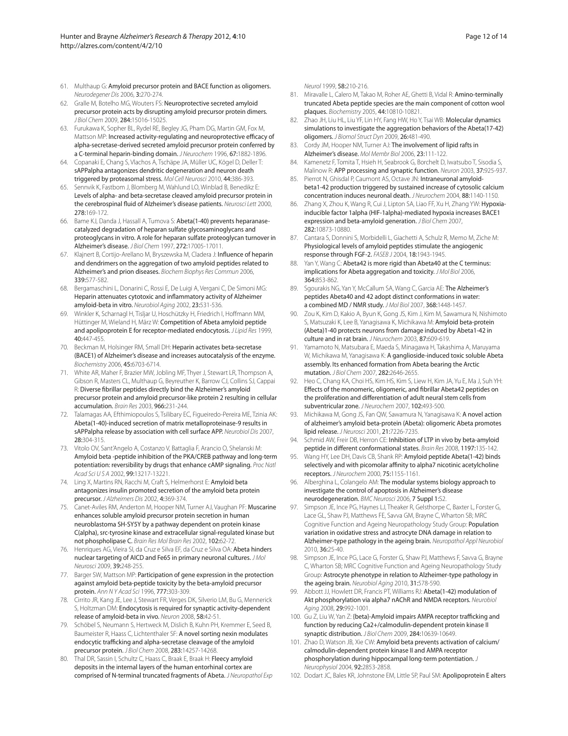61. Multhaup G: Amyloid precursor protein and BACE function as oligomers. *Neurodegener Dis* 2006, **3:**270-274.
62. Gralle M, Botelho MG, Wouters FS: Neuroprotective secreted amyloid precursor protein acts by disrupting amyloid precursor protein dimers. *J Biol Chem* 2009, **284:**15016-15025.
63. Furukawa K, Sopher BL, Rydel RE, Begley JG, Pham DG, Martin GM, Fox M, Mattson MP: Increased activity-regulating and neuroprotective efficacy of alpha-secretase-derived secreted amyloid precursor protein conferred by a C-terminal heparin-binding domain. *J Neurochem* 1996, **67:**1882-1896.
64. Copanaki E, Chang S, Vlachos A, Tschäpe JA, Müller UC, Kögel D, Deller T: sAPPalpha antagonizes dendritic degeneration and neuron death triggered by proteasomal stress. *Mol Cell Neurosci* 2010, **44:**386-393.
65. Sennvik K, Fastbom J, Blomberg M, Wahlund LO, Winblad B, Benedikz E: Levels of alpha- and beta-secretase cleaved amyloid precursor protein in the cerebrospinal fluid of Alzheimer's disease patients. *Neurosci Lett* 2000, **278:**169-172.
66. Bame KJ, Danda J, Hassall A, Tumova S: Abeta(1-40) prevents heparanase-catalyzed degradation of heparan sulfate glycosaminoglycans and proteoglycans in vitro. A role for heparan sulfate proteoglycan turnover in Alzheimer's disease. *J Biol Chem* 1997, **272:**17005-17011.
67. Klajnert B, Cortijo-Arellano M, Bryszewska M, Cladera J: Influence of heparin and dendrimers on the aggregation of two amyloid peptides related to Alzheimer's and prion diseases. *Biochem Biophys Res Commun* 2006, **339:**577-582.
68. Bergamaschini L, Donarini C, Rossi E, De Luigi A, Vergani C, De Simoni MG: Heparin attenuates cytotoxic and inflammatory activity of Alzheimer amyloid-beta in vitro. *Neurobiol Aging* 2002, **23:**531-536.
69. Winkler K, Scharnagl H, Tisljar U, Hoschützky H, Friedrich I, Hoffmann MM, Hüttinger M, Wieland H, März W: Competition of Abeta amyloid peptide and apolipoprotein E for receptor-mediated endocytosis. *J Lipid Res* 1999, **40:**447-455.
70. Beckman M, Holsinger RM, Small DH: Heparin activates beta-secretase (BACE1) of Alzheimer's disease and increases autocatalysis of the enzyme. *Biochemistry* 2006, **45:**6703-6714.
71. White AR, Maher F, Brazier MW, Jobling MF, Thyer J, Stewart LR, Thompson A, Gibson R, Masters CL, Multhaup G, Beyreuther K, Barrow CJ, Collins SJ, Cappai R: Diverse fibrillar peptides directly bind the Alzheimer's amyloid precursor protein and amyloid precursor-like protein 2 resulting in cellular accumulation. *Brain Res* 2003, **966:**231-244.
72. Talamagas AA, Efthimiopoulos S, Tsilibary EC, Figueiredo-Pereira ME, Tzinia AK: Abeta(1-40)-induced secretion of matrix metalloproteinase-9 results in sAPPalpha release by association with cell surface APP. *Neurobiol Dis* 2007, **28:**304-315.
73. Vitolo OV, Sant'Angelo A, Costanzo V, Battaglia F, Arancio O, Shelanski M: Amyloid beta -peptide inhibition of the PKA/CREB pathway and long-term potentiation: reversibility by drugs that enhance cAMP signaling. *Proc Natl Acad Sci U S A* 2002, **99:**13217-13221.
74. Ling X, Martins RN, Racchi M, Craft S, Helmerhorst E: Amyloid beta antagonizes insulin promoted secretion of the amyloid beta protein precursor. *J Alzheimers Dis* 2002, **4:**369-374.
75. Canet-Aviles RM, Anderton M, Hooper NM, Turner AJ, Vaughan PF: Muscarine enhances soluble amyloid precursor protein secretion in human neuroblastoma SH-SY5Y by a pathway dependent on protein kinase C(alpha), src-tyrosine kinase and extracellular signal-regulated kinase but not phospholipase C. *Brain Res Mol Brain Res* 2002, **102:**62-72.
76. Henriques AG, Vieira SI, da Cruz e Silva EF, da Cruz e Silva OA: Abeta hinders nuclear targeting of AICD and Fe65 in primary neuronal cultures. *J Mol Neurosci* 2009, **39:**248-255.
77. Barger SW, Mattson MP: Participation of gene expression in the protection against amyloid beta-peptide toxicity by the beta-amyloid precursor protein. *Ann N Y Acad Sci* 1996, **777:**303-309.
78. Cirrito JR, Kang JE, Lee J, Stewart FR, Verges DK, Silverio LM, Bu G, Mennerick S, Holtzman DM: Endocytosis is required for synaptic activity-dependent release of amyloid-beta in vivo. *Neuron* 2008, **58:**42-51.
79. Schöbel S, Neumann S, Hertweck M, Dislich B, Kuhn PH, Kremmer E, Seed B, Baumeister R, Haass C, Lichtenthaler SF: A novel sorting nexin modulates endocytic trafficking and alpha-secretase cleavage of the amyloid precursor protein. *J Biol Chem* 2008, **283:**14257-14268.
80. Thal DR, Sassin I, Schultz C, Haass C, Braak E, Braak H: Fleecy amyloid deposits in the internal layers of the human entorhinal cortex are comprised of N-terminal truncated fragments of Abeta. *J Neuropathol Exp Neurol* 1999, **58:**210-216.
81. Miravalle L, Calero M, Takao M, Roher AE, Ghetti B, Vidal R: Amino-terminally truncated Abeta peptide species are the main component of cotton wool plaques. *Biochemistry* 2005, **44:**10810-10821.
82. Zhao JH, Liu HL, Liu YF, Lin HY, Fang HW, Ho Y, Tsai WB: Molecular dynamics simulations to investigate the aggregation behaviors of the Abeta(17-42) oligomers. *J Biomol Struct Dyn* 2009, **26:**481-490.
83. Cordy JM, Hooper NM, Turner AJ: The involvement of lipid rafts in Alzheimer's disease. *Mol Membr Biol* 2006, **23:**111-122.
84. Kamenetz F, Tomita T, Hsieh H, Seabrook G, Borchelt D, Iwatsubo T, Sisodia S, Malinow R: APP processing and synaptic function. *Neuron* 2003, **37:**925-937.
85. Pierrot N, Ghisdal P, Caumont AS, Octave JN: Intraneuronal amyloid-beta1-42 production triggered by sustained increase of cytosolic calcium concentration induces neuronal death. *J Neurochem* 2004, **88:**1140-1150.
86. Zhang X, Zhou K, Wang R, Cui J, Lipton SA, Liao FF, Xu H, Zhang YW: Hypoxia-inducible factor 1alpha (HIF-1alpha)-mediated hypoxia increases BACE1 expression and beta-amyloid generation. *J Biol Chem* 2007, **282:**10873-10880.
87. Cantara S, Donnini S, Morbidelli L, Giachetti A, Schulz R, Memo M, Ziche M: Physiological levels of amyloid peptides stimulate the angiogenic response through FGF-2. *FASEB J* 2004, **18:**1943-1945.
88. Yan Y, Wang C: Abeta42 is more rigid than Abeta40 at the C terminus: implications for Abeta aggregation and toxicity. *J Mol Biol* 2006, **364:**853-862.
89. Sgourakis NG, Yan Y, McCallum SA, Wang C, Garcia AE: The Alzheimer's peptides Abeta40 and 42 adopt distinct conformations in water: a combined MD / NMR study. *J Mol Biol* 2007, **368:**1448-1457.
90. Zou K, Kim D, Kakio A, Byun K, Gong JS, Kim J, Kim M, Sawamura N, Nishimoto S, Matsuzaki K, Lee B, Yanagisawa K, Michikawa M: Amyloid beta-protein (Abeta)1-40 protects neurons from damage induced by Abeta1-42 in culture and in rat brain. *J Neurochem* 2003, **87:**609-619.
91. Yamamoto N, Matsubara E, Maeda S, Minagawa H, Takashima A, Maruyama W, Michikawa M, Yanagisawa K: A ganglioside-induced toxic soluble Abeta assembly. Its enhanced formation from Abeta bearing the Arctic mutation. *J Biol Chem* 2007, **282:**2646-2655.
92. Heo C, Chang KA, Choi HS, Kim HS, Kim S, Liew H, Kim JA, Yu E, Ma J, Suh YH: Effects of the monomeric, oligomeric, and fibrillar Abeta42 peptides on the proliferation and differentiation of adult neural stem cells from subventricular zone. *J Neurochem* 2007, **102:**493-500.
93. Michikawa M, Gong JS, Fan QW, Sawamura N, Yanagisawa K: A novel action of alzheimer's amyloid beta-protein (Abeta): oligomeric Abeta promotes lipid release. *J Neurosci* 2001, **21:**7226-7235.
94. Schmid AW, Freir DB, Herron CE: Inhibition of LTP in vivo by beta-amyloid peptide in different conformational states. *Brain Res* 2008, **1197:**135-142.
95. Wang HY, Lee DH, Davis CB, Shank RP: Amyloid peptide Abeta(1-42) binds selectively and with picomolar affinity to alpha7 nicotinic acetylcholine receptors. *J Neurochem* 2000, **75:**1155-1161.
96. Alberghina L, Colangelo AM: The modular systems biology approach to investigate the control of apoptosis in Alzheimer's disease neurodegeneration. *BMC Neurosci* 2006, **7 Suppl 1:**S2.
97. Simpson JE, Ince PG, Haynes LJ, Theaker R, Gelsthorpe C, Baxter L, Forster G, Lace GL, Shaw PJ, Matthews FE, Savva GM, Brayne C, Wharton SB; MRC Cognitive Function and Ageing Neuropathology Study Group: Population variation in oxidative stress and astrocyte DNA damage in relation to Alzheimer-type pathology in the ageing brain. *Neuropathol Appl Neurobiol* 2010, **36:**25-40.
98. Simpson JE, Ince PG, Lace G, Forster G, Shaw PJ, Matthews F, Savva G, Brayne C, Wharton SB; MRC Cognitive Function and Ageing Neuropathology Study Group: Astrocyte phenotype in relation to Alzheimer-type pathology in the ageing brain. *Neurobiol Aging* 2010, **31:**578-590.
99. Abbott JJ, Howlett DR, Francis PT, Williams RJ: Abeta(1-42) modulation of Akt phosphorylation via alpha7 nAChR and NMDA receptors. *Neurobiol Aging* 2008, **29:**992-1001.
100. Gu Z, Liu W, Yan Z: {beta}-Amyloid impairs AMPA receptor trafficking and function by reducing Ca2+/calmodulin-dependent protein kinase II synaptic distribution. *J Biol Chem* 2009, **284:**10639-10649.
101. Zhao D, Watson JB, Xie CW: Amyloid beta prevents activation of calcium/calmodulin-dependent protein kinase II and AMPA receptor phosphorylation during hippocampal long-term potentiation. *J Neurophysiol* 2004, **92:**2853-2858.
102. Dodart JC, Bales KR, Johnstone EM, Little SP, Paul SM: Apolipoprotein E alters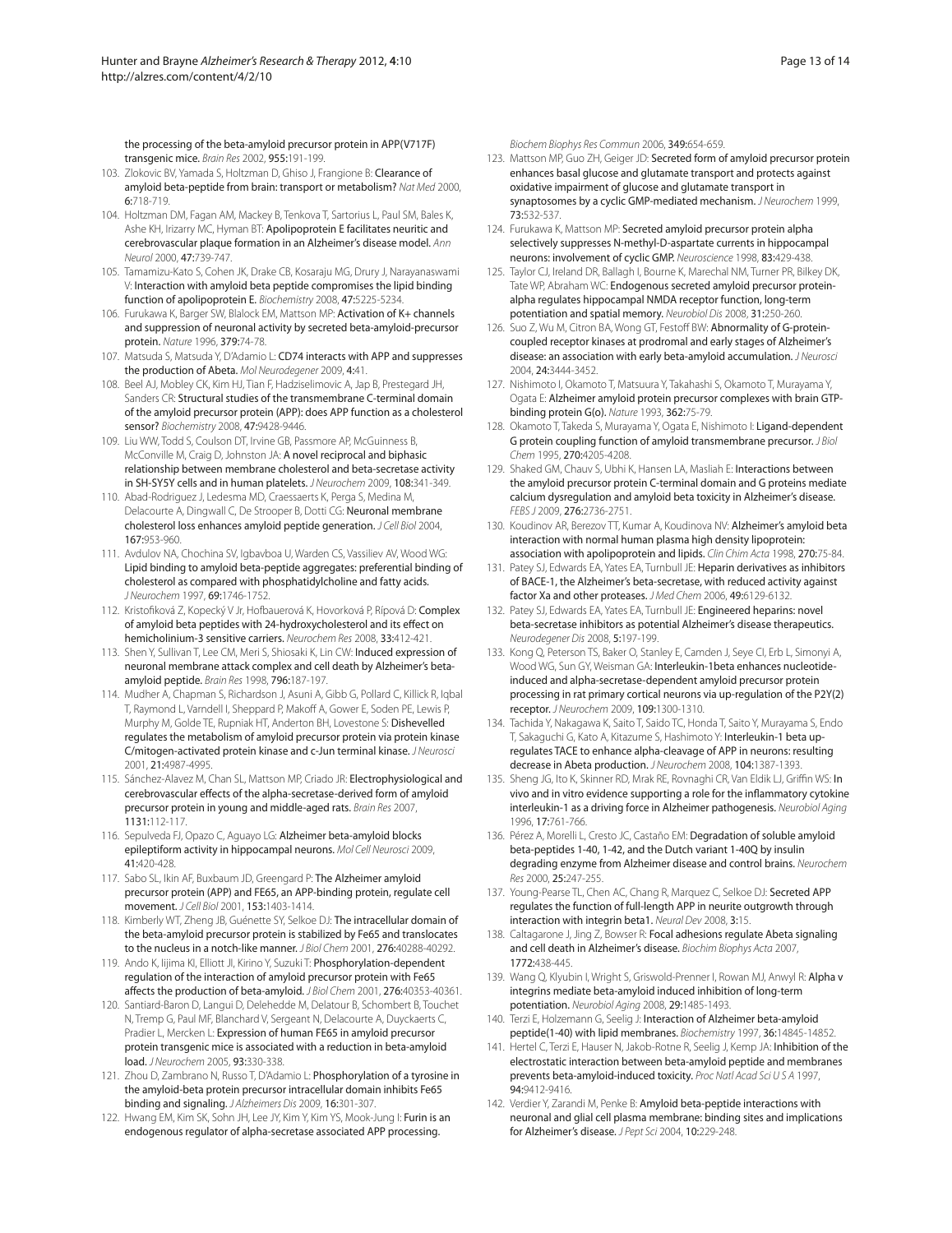the processing of the beta-amyloid precursor protein in APP(V717F) transgenic mice. *Brain Res* 2002, **955:**191-199.

103. Zlokovic BV, Yamada S, Holtzman D, Ghiso J, Frangione B: **Clearance of amyloid beta-peptide from brain: transport or metabolism?** *Nat Med* 2000, **6:**718-719.
104. Holtzman DM, Fagan AM, Mackey B, Tenkova T, Sartorius L, Paul SM, Bales K, Ashe KH, Irizarry MC, Hyman BT: **Apolipoprotein E facilitates neuritic and cerebrovascular plaque formation in an Alzheimer's disease model.** *Ann Neurol* 2000, **47:**739-747.
105. Tamamizu-Kato S, Cohen JK, Drake CB, Kosaraju MG, Drury J, Narayanaswami V: **Interaction with amyloid beta peptide compromises the lipid binding function of apolipoprotein E.** *Biochemistry* 2008, **47:**5225-5234.
106. Furukawa K, Barger SW, Blalock EM, Mattson MP: **Activation of K+ channels and suppression of neuronal activity by secreted beta-amyloid-precursor protein.** *Nature* 1996, **379:**74-78.
107. Matsuda S, Matsuda Y, D'Adamio L: **CD74 interacts with APP and suppresses the production of Abeta.** *Mol Neurodegener* 2009, **4:**41.
108. Beel AJ, Mobley CK, Kim HJ, Tian F, Hadziselimovic A, Jap B, Prestegard JH, Sanders CR: **Structural studies of the transmembrane C-terminal domain of the amyloid precursor protein (APP): does APP function as a cholesterol sensor?** *Biochemistry* 2008, **47:**9428-9446.
109. Liu WW, Todd S, Coulson DT, Irvine GB, Passmore AP, McGuinness B, McConville M, Craig D, Johnston JA: **A novel reciprocal and biphasic relationship between membrane cholesterol and beta-secretase activity in SH-SY5Y cells and in human platelets.** *J Neurochem* 2009, **108:**341-349.
110. Abad-Rodriguez J, Ledesma MD, Craessaerts K, Perga S, Medina M, Delacourte A, Dingwall C, De Strooper B, Dotti CG: **Neuronal membrane cholesterol loss enhances amyloid peptide generation.** *J Cell Biol* 2004, **167:**953-960.
111. Avdulov NA, Chochina SV, Igbavboa U, Warden CS, Vassiliev AV, Wood WG: **Lipid binding to amyloid beta-peptide aggregates: preferential binding of cholesterol as compared with phosphatidylcholine and fatty acids.** *J Neurochem* 1997, **69:**1746-1752.
112. Kristofiková Z, Kopecký V Jr, Hofbauerová K, Hovorková P, Rípová D: **Complex of amyloid beta peptides with 24-hydroxycholesterol and its effect on hemicholinium-3 sensitive carriers.** *Neurochem Res* 2008, **33:**412-421.
113. Shen Y, Sullivan T, Lee CM, Meri S, Shiosaki K, Lin CW: **Induced expression of neuronal membrane attack complex and cell death by Alzheimer's beta-amyloid peptide.** *Brain Res* 1998, **796:**187-197.
114. Mudher A, Chapman S, Richardson J, Asuni A, Gibb G, Pollard C, Killick R, Iqbal T, Raymond L, Varndell I, Sheppard P, Makoff A, Gower E, Soden PE, Lewis P, Murphy M, Golde TE, Rupniak HT, Anderton BH, Lovestone S: **Dishevelled regulates the metabolism of amyloid precursor protein via protein kinase C/mitogen-activated protein kinase and c-Jun terminal kinase.** *J Neurosci* 2001, **21:**4987-4995.
115. Sánchez-Alavez M, Chan SL, Mattson MP, Criado JR: **Electrophysiological and cerebrovascular effects of the alpha-secretase-derived form of amyloid precursor protein in young and middle-aged rats.** *Brain Res* 2007, **1131:**112-117.
116. Sepulveda FJ, Opazo C, Aguayo LG: **Alzheimer beta-amyloid blocks epileptiform activity in hippocampal neurons.** *Mol Cell Neurosci* 2009, **41:**420-428.
117. Sabo SL, Ikin AF, Buxbaum JD, Greengard P: **The Alzheimer amyloid precursor protein (APP) and FE65, an APP-binding protein, regulate cell movement.** *J Cell Biol* 2001, **153:**1403-1414.
118. Kimberly WT, Zheng JB, Guénette SY, Selkoe DJ: **The intracellular domain of the beta-amyloid precursor protein is stabilized by Fe65 and translocates to the nucleus in a notch-like manner.** *J Biol Chem* 2001, **276:**40288-40292.
119. Ando K, Iijima KI, Elliott JI, Kirino Y, Suzuki T: **Phosphorylation-dependent regulation of the interaction of amyloid precursor protein with Fe65 affects the production of beta-amyloid.** *J Biol Chem* 2001, **276:**40353-40361.
120. Santiard-Baron D, Langui D, Delehedde M, Delatour B, Schombert B, Touchet N, Tremp G, Paul MF, Blanchard V, Sergeant N, Delacourte A, Duyckaerts C, Pradier L, Mercken L: **Expression of human FE65 in amyloid precursor protein transgenic mice is associated with a reduction in beta-amyloid load.** *J Neurochem* 2005, **93:**330-338.
121. Zhou D, Zambrano N, Russo T, D'Adamio L: **Phosphorylation of a tyrosine in the amyloid-beta protein precursor intracellular domain inhibits Fe65 binding and signaling.** *J Alzheimers Dis* 2009, **16:**301-307.
122. Hwang EM, Kim SK, Sohn JH, Lee JY, Kim Y, Kim YS, Mook-Jung I: **Furin is an endogenous regulator of alpha-secretase associated APP processing.** *Biochem Biophys Res Commun* 2006, **349:**654-659.
123. Mattson MP, Guo ZH, Geiger JD: **Secreted form of amyloid precursor protein enhances basal glucose and glutamate transport and protects against oxidative impairment of glucose and glutamate transport in synaptosomes by a cyclic GMP-mediated mechanism.** *J Neurochem* 1999, **73:**532-537.
124. Furukawa K, Mattson MP: **Secreted amyloid precursor protein alpha selectively suppresses N-methyl-D-aspartate currents in hippocampal neurons: involvement of cyclic GMP.** *Neuroscience* 1998, **83:**429-438.
125. Taylor CJ, Ireland DR, Ballagh I, Bourne K, Marechal NM, Turner PR, Bilkey DK, Tate WP, Abraham WC: **Endogenous secreted amyloid precursor protein-alpha regulates hippocampal NMDA receptor function, long-term potentiation and spatial memory.** *Neurobiol Dis* 2008, **31:**250-260.
126. Suo Z, Wu M, Citron BA, Wong GT, Festoff BW: **Abnormality of G-protein-coupled receptor kinases at prodromal and early stages of Alzheimer's disease: an association with early beta-amyloid accumulation.** *J Neurosci* 2004, **24:**3444-3452.
127. Nishimoto I, Okamoto T, Matsuura Y, Takahashi S, Okamoto T, Murayama Y, Ogata E: **Alzheimer amyloid protein precursor complexes with brain GTP-binding protein G(o).** *Nature* 1993, **362:**75-79.
128. Okamoto T, Takeda S, Murayama Y, Ogata E, Nishimoto I: **Ligand-dependent G protein coupling function of amyloid transmembrane precursor.** *J Biol Chem* 1995, **270:**4205-4208.
129. Shaked GM, Chauv S, Ubhi K, Hansen LA, Masliah E: **Interactions between the amyloid precursor protein C-terminal domain and G proteins mediate calcium dysregulation and amyloid beta toxicity in Alzheimer's disease.** *FEBS J* 2009, **276:**2736-2751.
130. Koudinov AR, Berezov TT, Kumar A, Koudinova NV: **Alzheimer's amyloid beta interaction with normal human plasma high density lipoprotein: association with apolipoprotein and lipids.** *Clin Chim Acta* 1998, **270:**75-84.
131. Patey SJ, Edwards EA, Yates EA, Turnbull JE: **Heparin derivatives as inhibitors of BACE-1, the Alzheimer's beta-secretase, with reduced activity against factor Xa and other proteases.** *J Med Chem* 2006, **49:**6129-6132.
132. Patey SJ, Edwards EA, Yates EA, Turnbull JE: **Engineered heparins: novel beta-secretase inhibitors as potential Alzheimer's disease therapeutics.** *Neurodegener Dis* 2008, **5:**197-199.
133. Kong Q, Peterson TS, Baker O, Stanley E, Camden J, Seye CI, Erb L, Simonyi A, Wood WG, Sun GY, Weisman GA: **Interleukin-1beta enhances nucleotide-induced and alpha-secretase-dependent amyloid precursor protein processing in rat primary cortical neurons via up-regulation of the P2Y(2) receptor.** *J Neurochem* 2009, **109:**1300-1310.
134. Tachida Y, Nakagawa K, Saito T, Saido TC, Honda T, Saito Y, Murayama S, Endo T, Sakaguchi G, Kato A, Kitazume S, Hashimoto Y: **Interleukin-1 beta up-regulates TACE to enhance alpha-cleavage of APP in neurons: resulting decrease in Abeta production.** *J Neurochem* 2008, **104:**1387-1393.
135. Sheng JG, Ito K, Skinner RD, Mrak RE, Rovnaghi CR, Van Eldik LJ, Griffin WS: **In vivo and in vitro evidence supporting a role for the inflammatory cytokine interleukin-1 as a driving force in Alzheimer pathogenesis.** *Neurobiol Aging* 1996, **17:**761-766.
136. Pérez A, Morelli L, Cresto JC, Castaño EM: **Degradation of soluble amyloid beta-peptides 1-40, 1-42, and the Dutch variant 1-40Q by insulin degrading enzyme from Alzheimer disease and control brains.** *Neurochem Res* 2000, **25:**247-255.
137. Young-Pearse TL, Chen AC, Chang R, Marquez C, Selkoe DJ: **Secreted APP regulates the function of full-length APP in neurite outgrowth through interaction with integrin beta1.** *Neural Dev* 2008, **3:**15.
138. Caltagarone J, Jing Z, Bowser R: **Focal adhesions regulate Abeta signaling and cell death in Alzheimer's disease.** *Biochim Biophys Acta* 2007, **1772:**438-445.
139. Wang Q, Klyubin I, Wright S, Griswold-Prenner I, Rowan MJ, Anwyl R: **Alpha v integrins mediate beta-amyloid induced inhibition of long-term potentiation.** *Neurobiol Aging* 2008, **29:**1485-1493.
140. Terzi E, Holzemann G, Seelig J: **Interaction of Alzheimer beta-amyloid peptide(1-40) with lipid membranes.** *Biochemistry* 1997, **36:**14845-14852.
141. Hertel C, Terzi E, Hauser N, Jakob-Rotne R, Seelig J, Kemp JA: **Inhibition of the electrostatic interaction between beta-amyloid peptide and membranes prevents beta-amyloid-induced toxicity.** *Proc Natl Acad Sci U S A* 1997, **94:**9412-9416.
142. Verdier Y, Zarandi M, Penke B: **Amyloid beta-peptide interactions with neuronal and glial cell plasma membrane: binding sites and implications for Alzheimer's disease.** *J Pept Sci* 2004, **10:**229-248.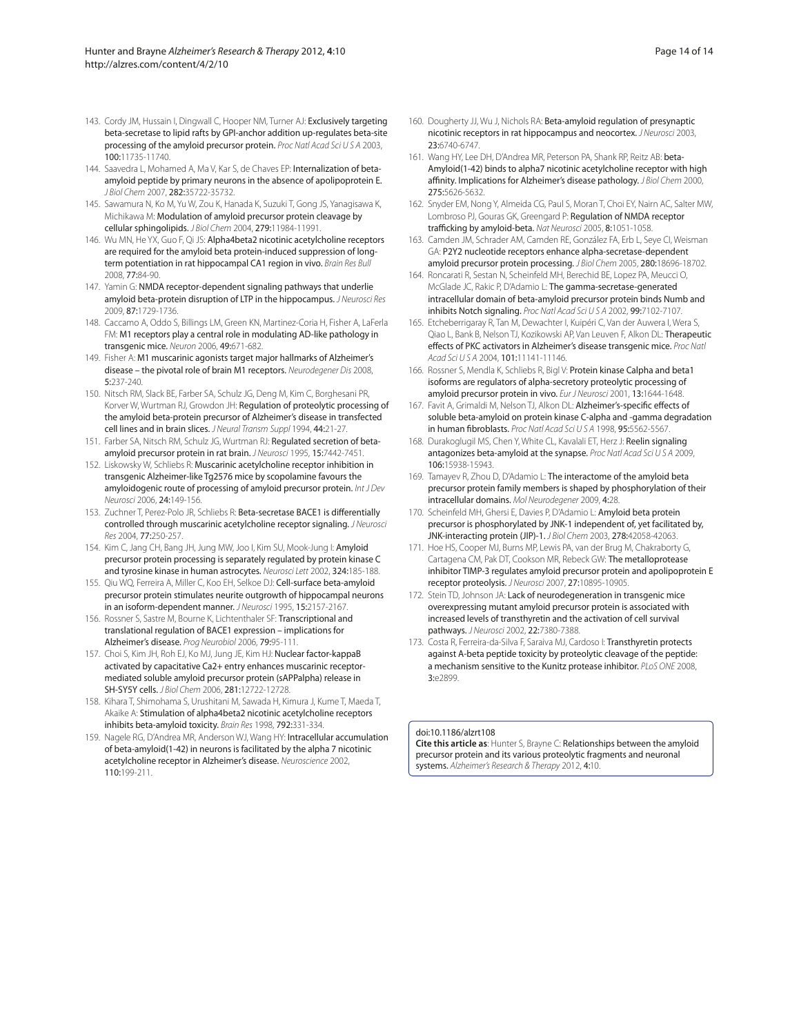143. Cordy JM, Hussain I, Dingwall C, Hooper NM, Turner AJ: Exclusively targeting beta-secretase to lipid rafts by GPI-anchor addition up-regulates beta-site processing of the amyloid precursor protein. *Proc Natl Acad Sci U S A* 2003, **100:**11735-11740.
144. Saavedra L, Mohamed A, Ma V, Kar S, de Chaves EP: Internalization of beta-amyloid peptide by primary neurons in the absence of apolipoprotein E. *J Biol Chem* 2007, **282:**35722-35732.
145. Sawamura N, Ko M, Yu W, Zou K, Hanada K, Suzuki T, Gong JS, Yanagisawa K, Michikawa M: Modulation of amyloid precursor protein cleavage by cellular sphingolipids. *J Biol Chem* 2004, **279:**11984-11991.
146. Wu MN, He YX, Guo F, Qi JS: Alpha4beta2 nicotinic acetylcholine receptors are required for the amyloid beta protein-induced suppression of long-term potentiation in rat hippocampal CA1 region in vivo. *Brain Res Bull* 2008, **77:**84-90.
147. Yamin G: NMDA receptor-dependent signaling pathways that underlie amyloid beta-protein disruption of LTP in the hippocampus. *J Neurosci Res* 2009, **87:**1729-1736.
148. Caccamo A, Oddo S, Billings LM, Green KN, Martinez-Coria H, Fisher A, LaFerla FM: M1 receptors play a central role in modulating AD-like pathology in transgenic mice. *Neuron* 2006, **49:**671-682.
149. Fisher A: M1 muscarinic agonists target major hallmarks of Alzheimer's disease – the pivotal role of brain M1 receptors. *Neurodegener Dis* 2008, **5:**237-240.
150. Nitsch RM, Slack BE, Farber SA, Schulz JG, Deng M, Kim C, Borghesani PR, Korver W, Wurtman RJ, Growdon JH: Regulation of proteolytic processing of the amyloid beta-protein precursor of Alzheimer's disease in transfected cell lines and in brain slices. *J Neural Transm Suppl* 1994, **44:**21-27.
151. Farber SA, Nitsch RM, Schulz JG, Wurtman RJ: Regulated secretion of beta-amyloid precursor protein in rat brain. *J Neurosci* 1995, **15:**7442-7451.
152. Liskowsky W, Schliebs R: Muscarinic acetylcholine receptor inhibition in transgenic Alzheimer-like Tg2576 mice by scopolamine favours the amyloidogenic route of processing of amyloid precursor protein. *Int J Dev Neurosci* 2006, **24:**149-156.
153. Zuchner T, Perez-Polo JR, Schliebs R: Beta-secretase BACE1 is differentially controlled through muscarinic acetylcholine receptor signaling. *J Neurosci Res* 2004, **77:**250-257.
154. Kim C, Jang CH, Bang JH, Jung MW, Joo I, Kim SU, Mook-Jung I: Amyloid precursor protein processing is separately regulated by protein kinase C and tyrosine kinase in human astrocytes. *Neurosci Lett* 2002, **324:**185-188.
155. Qiu WQ, Ferreira A, Miller C, Koo EH, Selkoe DJ: Cell-surface beta-amyloid precursor protein stimulates neurite outgrowth of hippocampal neurons in an isoform-dependent manner. *J Neurosci* 1995, **15:**2157-2167.
156. Rossner S, Sastre M, Bourne K, Lichtenthaler SF: Transcriptional and translational regulation of BACE1 expression – implications for Alzheimer's disease. *Prog Neurobiol* 2006, **79:**95-111.
157. Choi S, Kim JH, Roh EJ, Ko MJ, Jung JE, Kim HJ: Nuclear factor-kappaB activated by capacitative Ca2+ entry enhances muscarinic receptor-mediated soluble amyloid precursor protein (sAPPalpha) release in SH-SY5Y cells. *J Biol Chem* 2006, **281:**12722-12728.
158. Kihara T, Shimohama S, Urushitani M, Sawada H, Kimura J, Kume T, Maeda T, Akaike A: Stimulation of alpha4beta2 nicotinic acetylcholine receptors inhibits beta-amyloid toxicity. *Brain Res* 1998, **792:**331-334.
159. Nagele RG, D'Andrea MR, Anderson WJ, Wang HY: Intracellular accumulation of beta-amyloid(1-42) in neurons is facilitated by the alpha 7 nicotinic acetylcholine receptor in Alzheimer's disease. *Neuroscience* 2002, **110:**199-211.
160. Dougherty JJ, Wu J, Nichols RA: Beta-amyloid regulation of presynaptic nicotinic receptors in rat hippocampus and neocortex. *J Neurosci* 2003, **23:**6740-6747.
161. Wang HY, Lee DH, D'Andrea MR, Peterson PA, Shank RP, Reitz AB: beta-Amyloid(1-42) binds to alpha7 nicotinic acetylcholine receptor with high affinity. Implications for Alzheimer's disease pathology. *J Biol Chem* 2000, **275:**5626-5632.
162. Snyder EM, Nong Y, Almeida CG, Paul S, Moran T, Choi EY, Nairn AC, Salter MW, Lombroso PJ, Gouras GK, Greengard P: Regulation of NMDA receptor trafficking by amyloid-beta. *Nat Neurosci* 2005, **8:**1051-1058.
163. Camden JM, Schrader AM, Camden RE, González FA, Erb L, Seye CI, Weisman GA: P2Y2 nucleotide receptors enhance alpha-secretase-dependent amyloid precursor protein processing. *J Biol Chem* 2005, **280:**18696-18702.
164. Roncarati R, Sestan N, Scheinfeld MH, Berechid BE, Lopez PA, Meucci O, McGlade JC, Rakic P, D'Adamio L: The gamma-secretase-generated intracellular domain of beta-amyloid precursor protein binds Numb and inhibits Notch signaling. *Proc Natl Acad Sci U S A* 2002, **99:**7102-7107.
165. Etcheberrigaray R, Tan M, Dewachter I, Kuipéri C, Van der Auwera I, Wera S, Qiao L, Bank B, Nelson TJ, Kozikowski AP, Van Leuven F, Alkon DL: Therapeutic effects of PKC activators in Alzheimer's disease transgenic mice. *Proc Natl Acad Sci U S A* 2004, **101:**11141-11146.
166. Rossner S, Mendla K, Schliebs R, Bigl V: Protein kinase Calpha and beta1 isoforms are regulators of alpha-secretory proteolytic processing of amyloid precursor protein in vivo. *Eur J Neurosci* 2001, **13:**1644-1648.
167. Favit A, Grimaldi M, Nelson TJ, Alkon DL: Alzheimer's-specific effects of soluble beta-amyloid on protein kinase C-alpha and -gamma degradation in human fibroblasts. *Proc Natl Acad Sci U S A* 1998, **95:**5562-5567.
168. Durakoglugil MS, Chen Y, White CL, Kavalali ET, Herz J: Reelin signaling antagonizes beta-amyloid at the synapse. *Proc Natl Acad Sci U S A* 2009, **106:**15938-15943.
169. Tamayev R, Zhou D, D'Adamio L: The interactome of the amyloid beta precursor protein family members is shaped by phosphorylation of their intracellular domains. *Mol Neurodegener* 2009, **4:**28.
170. Scheinfeld MH, Ghersi E, Davies P, D'Adamio L: Amyloid beta protein precursor is phosphorylated by JNK-1 independent of, yet facilitated by, JNK-interacting protein (JIP)-1. *J Biol Chem* 2003, **278:**42058-42063.
171. Hoe HS, Cooper MJ, Burns MP, Lewis PA, van der Brug M, Chakraborty G, Cartagena CM, Pak DT, Cookson MR, Rebeck GW: The metalloprotease inhibitor TIMP-3 regulates amyloid precursor protein and apolipoprotein E receptor proteolysis. *J Neurosci* 2007, **27:**10895-10905.
172. Stein TD, Johnson JA: Lack of neurodegeneration in transgenic mice overexpressing mutant amyloid precursor protein is associated with increased levels of transthyretin and the activation of cell survival pathways. *J Neurosci* 2002, **22:**7380-7388.
173. Costa R, Ferreira-da-Silva F, Saraiva MJ, Cardoso I: Transthyretin protects against A-beta peptide toxicity by proteolytic cleavage of the peptide: a mechanism sensitive to the Kunitz protease inhibitor. *PLoS ONE* 2008, **3:**e2899.

doi:10.1186/alzrt108

**Cite this article as**: Hunter S, Brayne C: Relationships between the amyloid precursor protein and its various proteolytic fragments and neuronal systems. *Alzheimer's Research & Therapy* 2012, **4:**10.